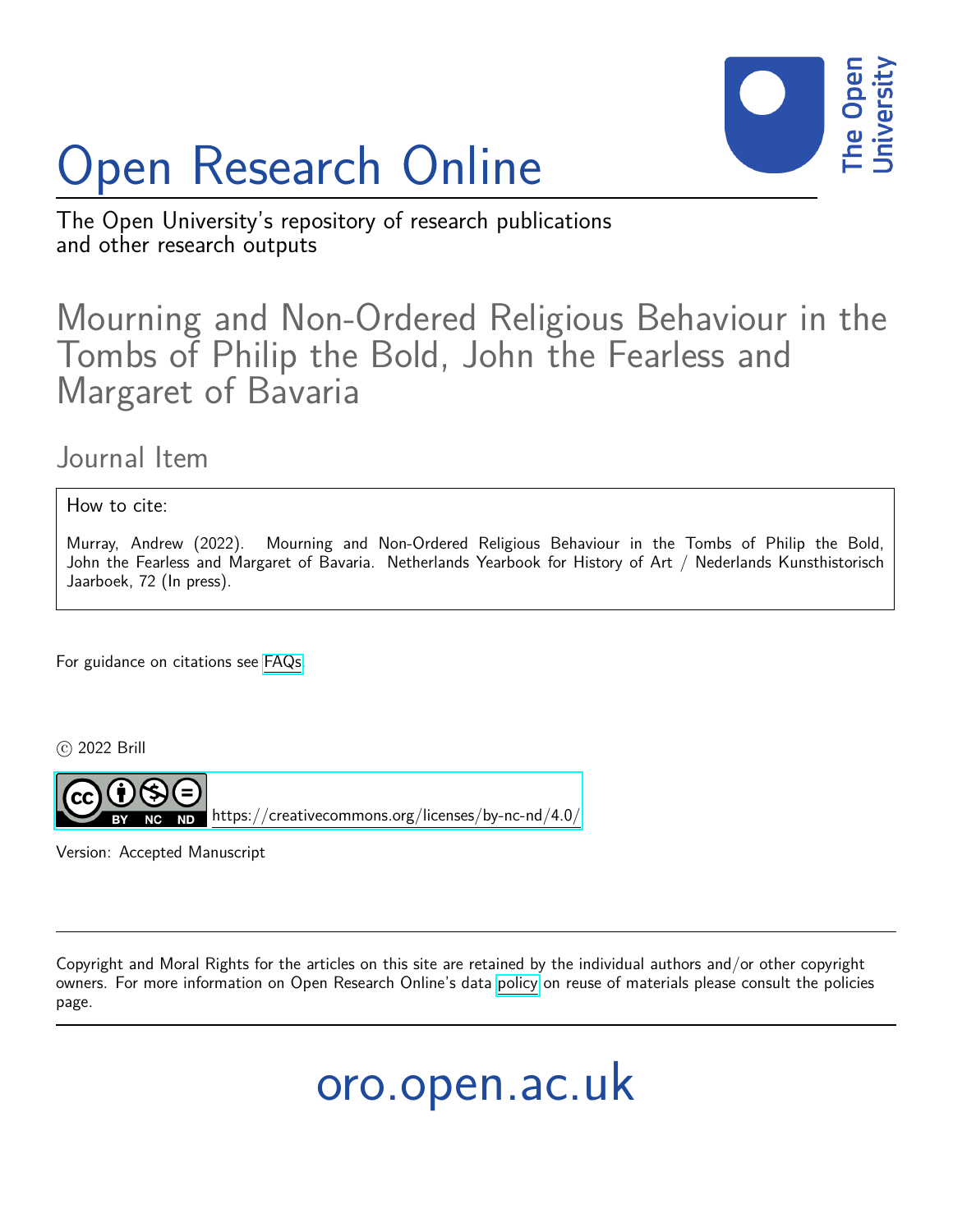# Open Research Online

The Open University's repository of research publications and other research outputs

## Mourning and Non-Ordered Religious Behaviour in the Tombs of Philip the Bold, John the Fearless and Margaret of Bavaria

### Journal Item

How to cite:

Murray, Andrew (2022). Mourning and Non-Ordered Religious Behaviour in the Tombs of Philip the Bold, John the Fearless and Margaret of Bavaria. Netherlands Yearbook for History of Art / Nederlands Kunsthistorisch Jaarboek, 72 (In press).

For guidance on citations see FAQs.

© 2022 Brill

https://creativecommons.org/licenses/by-nc-nd/4.0/

Version: Accepted Manuscript

Copyright and Moral Rights for the articles on this site are retained by the individual authors and/or other copyright owners. For more information on Open Research Online's data policy on reuse of materials please consult the policies page.

oro.open.ac.uk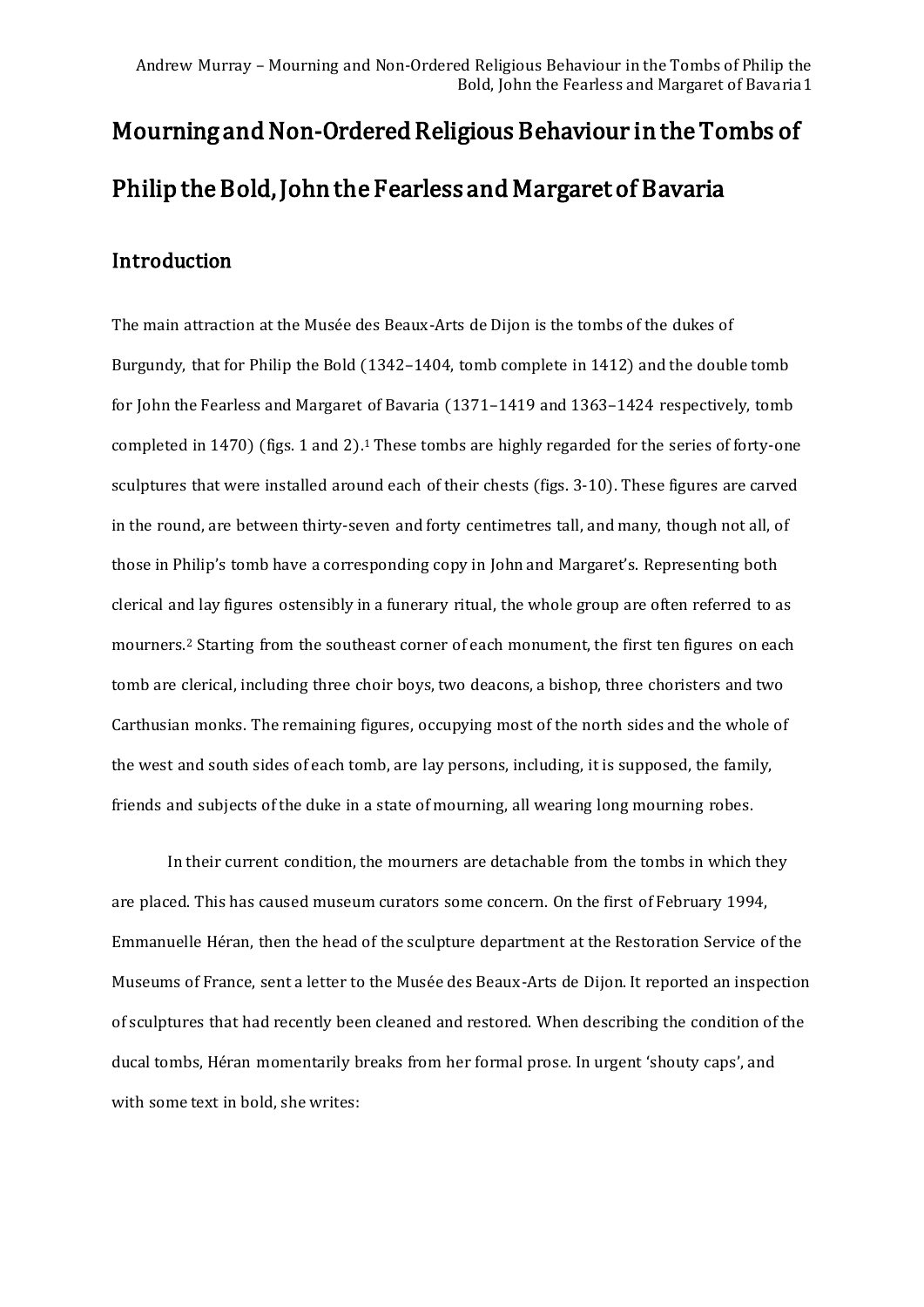# Mourning and Non-Ordered Religious Behaviour in the Tombs of Philip the Bold, John the Fearless and Margaret of Bavaria

## Introduction

The main attraction at the Musée des Beaux-Arts de Dijon is the tombs of the dukes of Burgundy, that for Philip the Bold (1342–1404, tomb complete in 1412) and the double tomb for John the Fearless and Margaret of Bavaria (1371–1419 and 1363–1424 respectively, tomb completed in 1470) (figs. 1 and 2).[1] These tombs are highly regarded for the series of forty-one sculptures that were installed around each of their chests (figs. 3-10). These figures are carved in the round, are between thirty-seven and forty centimetres tall, and many, though not all, of those in Philip's tomb have a corresponding copy in John and Margaret's. Representing both clerical and lay figures ostensibly in a funerary ritual, the whole group are often referred to as mourners.[2] Starting from the southeast corner of each monument, the first ten figures on each tomb are clerical, including three choir boys, two deacons, a bishop, three choristers and two Carthusian monks. The remaining figures, occupying most of the north sides and the whole of the west and south sides of each tomb, are lay persons, including, it is supposed, the family, friends and subjects of the duke in a state of mourning, all wearing long mourning robes.

In their current condition, the mourners are detachable from the tombs in which they are placed. This has caused museum curators some concern. On the first of February 1994, Emmanuelle Héran, then the head of the sculpture department at the Restoration Service of the Museums of France, sent a letter to the Musée des Beaux-Arts de Dijon. It reported an inspection of sculptures that had recently been cleaned and restored. When describing the condition of the ducal tombs, Héran momentarily breaks from her formal prose. In urgent 'shouty caps', and with some text in bold, she writes: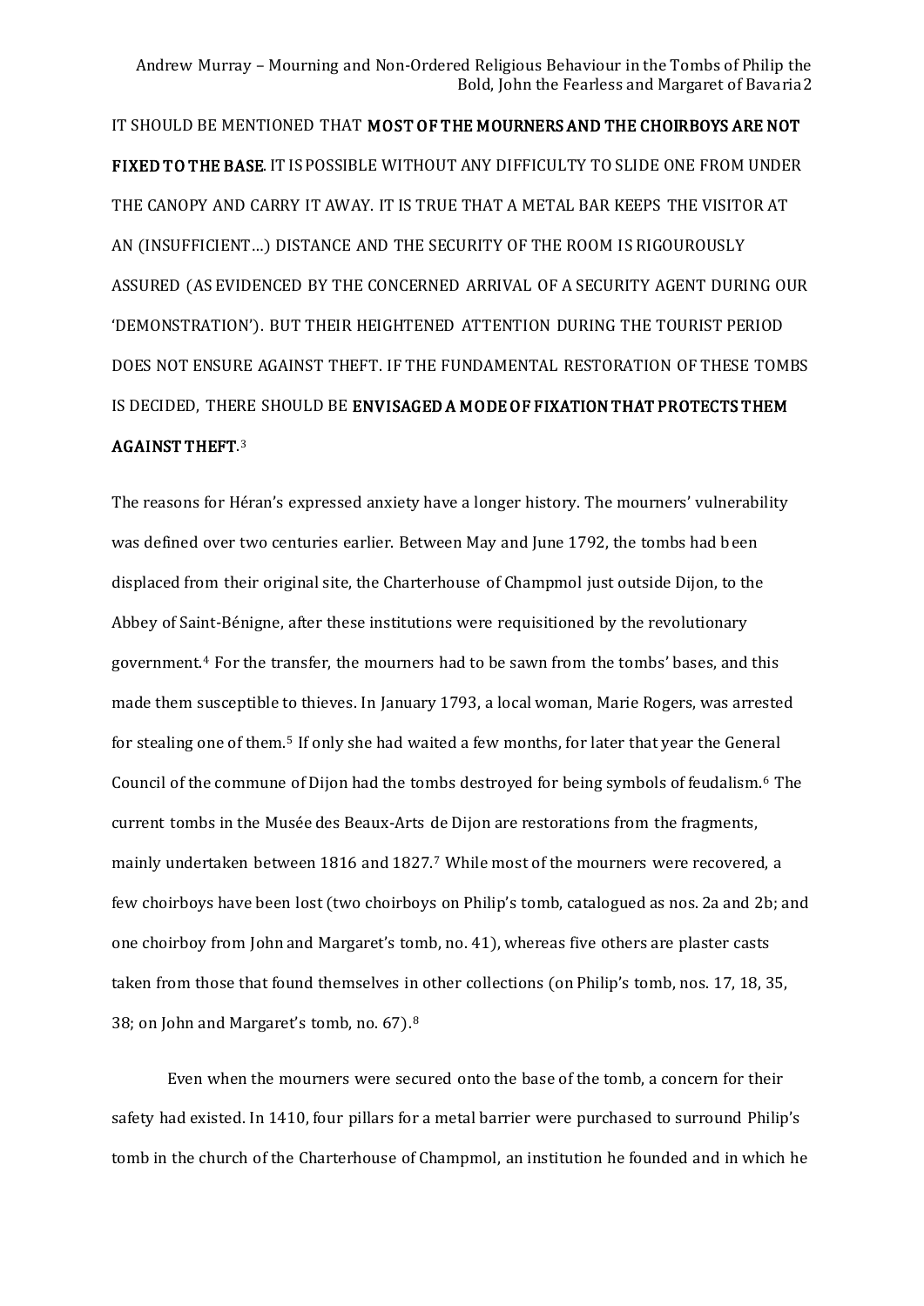IT SHOULD BE MENTIONED THAT **MOST OF THE MOURNERS AND THE CHOIRBOYS ARE NOT FIXED TO THE BASE**. IT IS POSSIBLE WITHOUT ANY DIFFICULTY TO SLIDE ONE FROM UNDER THE CANOPY AND CARRY IT AWAY. IT IS TRUE THAT A METAL BAR KEEPS THE VISITOR AT AN (INSUFFICIENT…) DISTANCE AND THE SECURITY OF THE ROOM IS RIGOUROUSLY ASSURED (AS EVIDENCED BY THE CONCERNED ARRIVAL OF A SECURITY AGENT DURING OUR 'DEMONSTRATION'). BUT THEIR HEIGHTENED ATTENTION DURING THE TOURIST PERIOD DOES NOT ENSURE AGAINST THEFT. IF THE FUNDAMENTAL RESTORATION OF THESE TOMBS IS DECIDED, THERE SHOULD BE **ENVISAGED A MODE OF FIXATION THAT PROTECTS THEM AGAINST THEFT**.[3]

The reasons for Héran's expressed anxiety have a longer history. The mourners' vulnerability was defined over two centuries earlier. Between May and June 1792, the tombs had been displaced from their original site, the Charterhouse of Champmol just outside Dijon, to the Abbey of Saint-Bénigne, after these institutions were requisitioned by the revolutionary government.[4] For the transfer, the mourners had to be sawn from the tombs' bases, and this made them susceptible to thieves. In January 1793, a local woman, Marie Rogers, was arrested for stealing one of them.[5] If only she had waited a few months, for later that year the General Council of the commune of Dijon had the tombs destroyed for being symbols of feudalism.[6] The current tombs in the Musée des Beaux-Arts de Dijon are restorations from the fragments, mainly undertaken between 1816 and 1827.[7] While most of the mourners were recovered, a few choirboys have been lost (two choirboys on Philip's tomb, catalogued as nos. 2a and 2b; and one choirboy from John and Margaret's tomb, no. 41), whereas five others are plaster casts taken from those that found themselves in other collections (on Philip's tomb, nos. 17, 18, 35, 38; on John and Margaret's tomb, no. 67).[8]

Even when the mourners were secured onto the base of the tomb, a concern for their safety had existed. In 1410, four pillars for a metal barrier were purchased to surround Philip's tomb in the church of the Charterhouse of Champmol, an institution he founded and in which he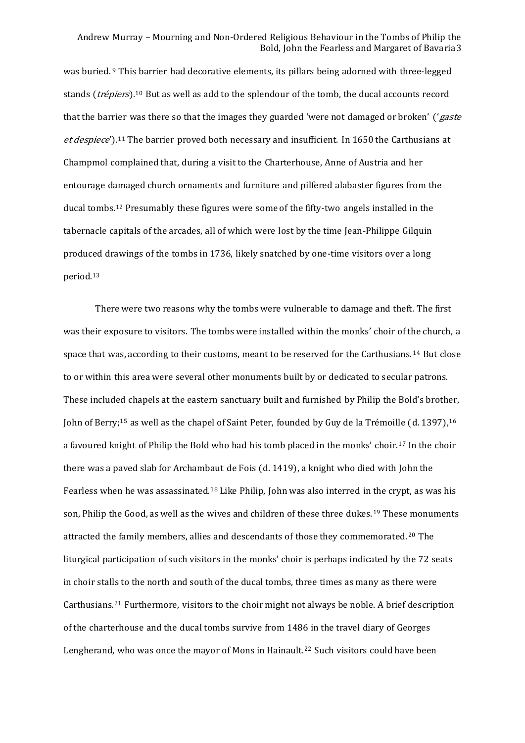was buried.[9] This barrier had decorative elements, its pillars being adorned with three-legged stands (*trépiers*).[10] But as well as add to the splendour of the tomb, the ducal accounts record that the barrier was there so that the images they guarded 'were not damaged or broken' ('*gaste et despiece*').[11] The barrier proved both necessary and insufficient. In 1650 the Carthusians at Champmol complained that, during a visit to the Charterhouse, Anne of Austria and her entourage damaged church ornaments and furniture and pilfered alabaster figures from the ducal tombs.[12] Presumably these figures were some of the fifty-two angels installed in the tabernacle capitals of the arcades, all of which were lost by the time Jean-Philippe Gilquin produced drawings of the tombs in 1736, likely snatched by one-time visitors over a long period.[13]

There were two reasons why the tombs were vulnerable to damage and theft. The first was their exposure to visitors. The tombs were installed within the monks' choir of the church, a space that was, according to their customs, meant to be reserved for the Carthusians.[14] But close to or within this area were several other monuments built by or dedicated to secular patrons. These included chapels at the eastern sanctuary built and furnished by Philip the Bold's brother, John of Berry;[15] as well as the chapel of Saint Peter, founded by Guy de la Trémoille (d. 1397),[16] a favoured knight of Philip the Bold who had his tomb placed in the monks' choir.[17] In the choir there was a paved slab for Archambaut de Fois (d. 1419), a knight who died with John the Fearless when he was assassinated.[18] Like Philip, John was also interred in the crypt, as was his son, Philip the Good, as well as the wives and children of these three dukes.[19] These monuments attracted the family members, allies and descendants of those they commemorated.[20] The liturgical participation of such visitors in the monks' choir is perhaps indicated by the 72 seats in choir stalls to the north and south of the ducal tombs, three times as many as there were Carthusians.[21] Furthermore, visitors to the choir might not always be noble. A brief description of the charterhouse and the ducal tombs survive from 1486 in the travel diary of Georges Lengherand, who was once the mayor of Mons in Hainault.[22] Such visitors could have been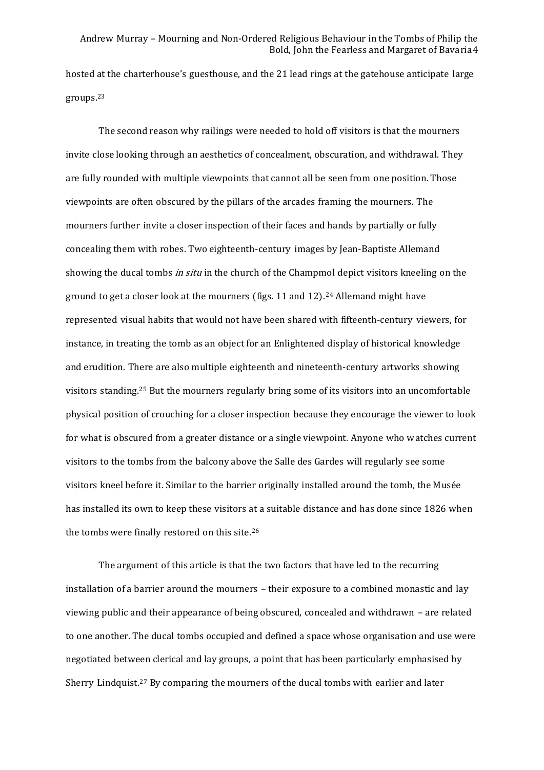hosted at the charterhouse's guesthouse, and the 21 lead rings at the gatehouse anticipate large groups.[23]

The second reason why railings were needed to hold off visitors is that the mourners invite close looking through an aesthetics of concealment, obscuration, and withdrawal. They are fully rounded with multiple viewpoints that cannot all be seen from one position. Those viewpoints are often obscured by the pillars of the arcades framing the mourners. The mourners further invite a closer inspection of their faces and hands by partially or fully concealing them with robes. Two eighteenth-century images by Jean-Baptiste Allemand showing the ducal tombs *in situ* in the church of the Champmol depict visitors kneeling on the ground to get a closer look at the mourners (figs. 11 and 12).[24] Allemand might have represented visual habits that would not have been shared with fifteenth-century viewers, for instance, in treating the tomb as an object for an Enlightened display of historical knowledge and erudition. There are also multiple eighteenth and nineteenth-century artworks showing visitors standing.[25] But the mourners regularly bring some of its visitors into an uncomfortable physical position of crouching for a closer inspection because they encourage the viewer to look for what is obscured from a greater distance or a single viewpoint. Anyone who watches current visitors to the tombs from the balcony above the Salle des Gardes will regularly see some visitors kneel before it. Similar to the barrier originally installed around the tomb, the Musée has installed its own to keep these visitors at a suitable distance and has done since 1826 when the tombs were finally restored on this site.[26]

The argument of this article is that the two factors that have led to the recurring installation of a barrier around the mourners – their exposure to a combined monastic and lay viewing public and their appearance of being obscured, concealed and withdrawn – are related to one another. The ducal tombs occupied and defined a space whose organisation and use were negotiated between clerical and lay groups, a point that has been particularly emphasised by Sherry Lindquist.[27] By comparing the mourners of the ducal tombs with earlier and later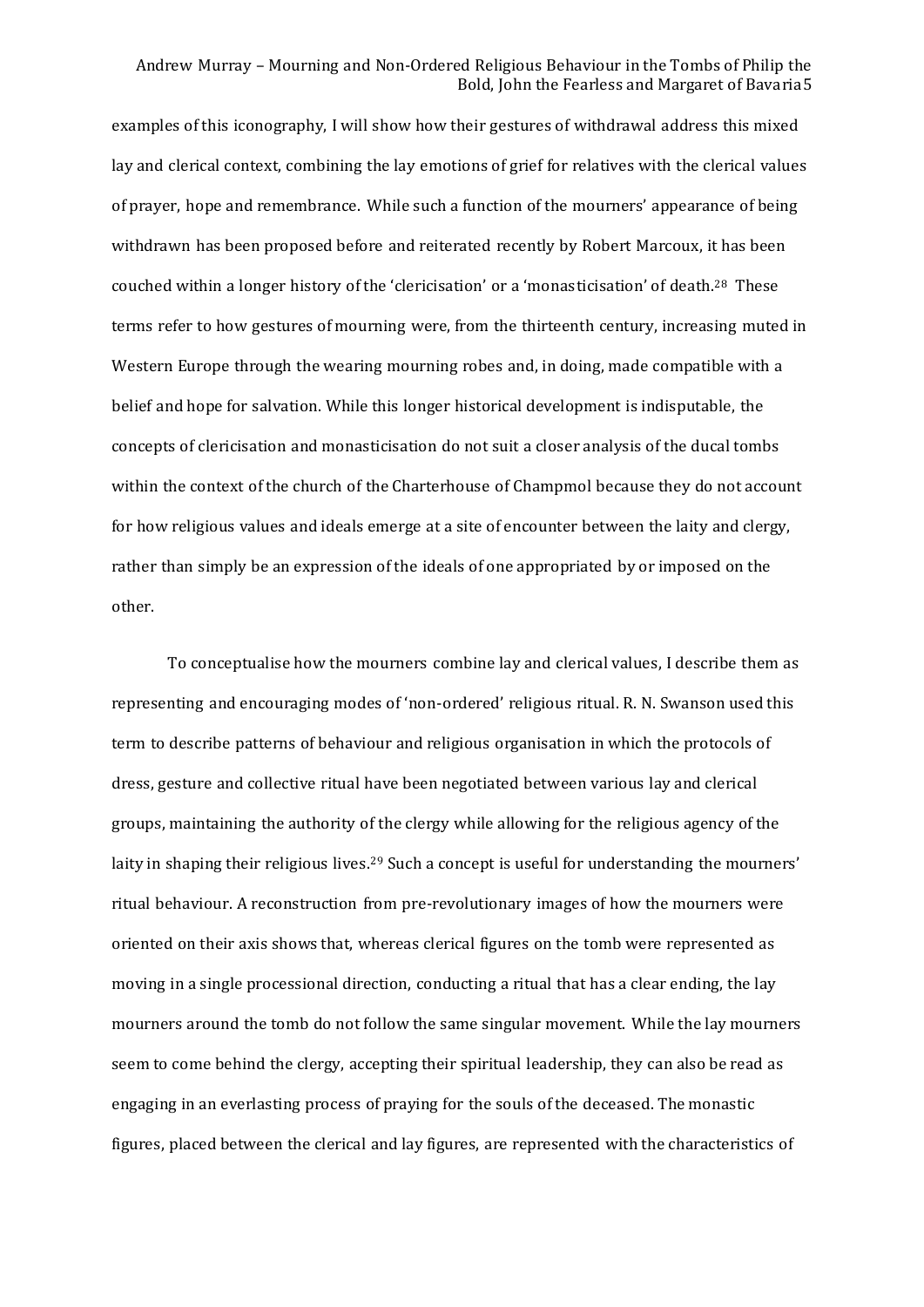examples of this iconography, I will show how their gestures of withdrawal address this mixed lay and clerical context, combining the lay emotions of grief for relatives with the clerical values of prayer, hope and remembrance. While such a function of the mourners' appearance of being withdrawn has been proposed before and reiterated recently by Robert Marcoux, it has been couched within a longer history of the 'clericisation' or a 'monasticisation' of death.[28] These terms refer to how gestures of mourning were, from the thirteenth century, increasing muted in Western Europe through the wearing mourning robes and, in doing, made compatible with a belief and hope for salvation. While this longer historical development is indisputable, the concepts of clericisation and monasticisation do not suit a closer analysis of the ducal tombs within the context of the church of the Charterhouse of Champmol because they do not account for how religious values and ideals emerge at a site of encounter between the laity and clergy, rather than simply be an expression of the ideals of one appropriated by or imposed on the other.

To conceptualise how the mourners combine lay and clerical values, I describe them as representing and encouraging modes of 'non-ordered' religious ritual. R. N. Swanson used this term to describe patterns of behaviour and religious organisation in which the protocols of dress, gesture and collective ritual have been negotiated between various lay and clerical groups, maintaining the authority of the clergy while allowing for the religious agency of the laity in shaping their religious lives.[29] Such a concept is useful for understanding the mourners' ritual behaviour. A reconstruction from pre-revolutionary images of how the mourners were oriented on their axis shows that, whereas clerical figures on the tomb were represented as moving in a single processional direction, conducting a ritual that has a clear ending, the lay mourners around the tomb do not follow the same singular movement. While the lay mourners seem to come behind the clergy, accepting their spiritual leadership, they can also be read as engaging in an everlasting process of praying for the souls of the deceased. The monastic figures, placed between the clerical and lay figures, are represented with the characteristics of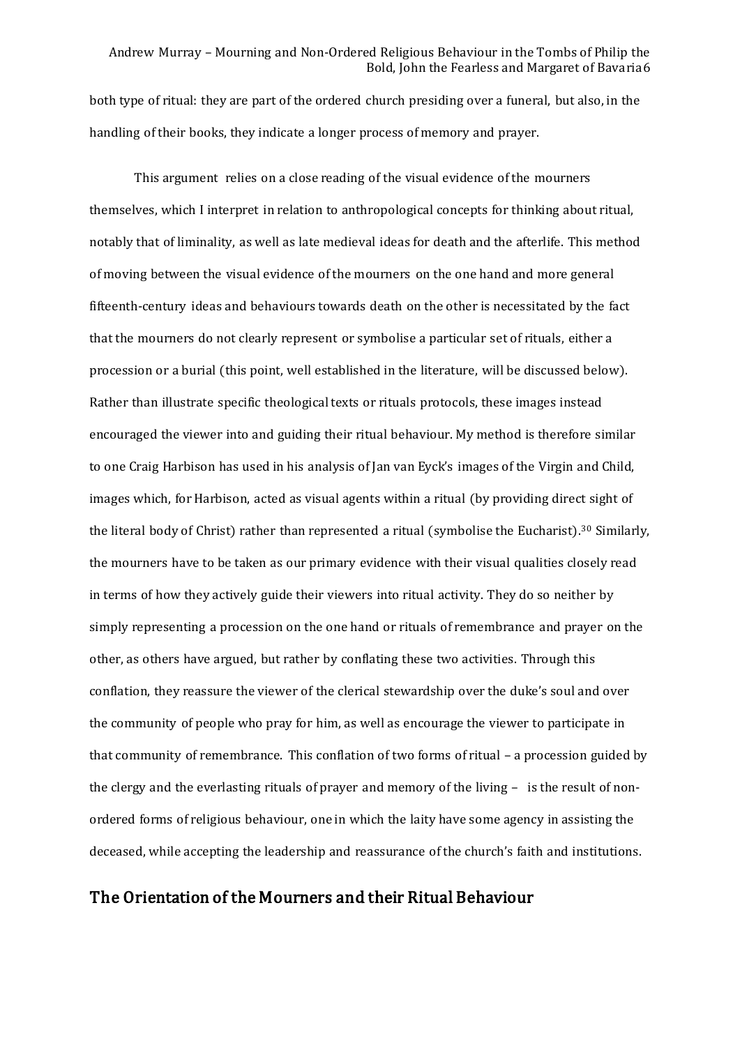both type of ritual: they are part of the ordered church presiding over a funeral, but also, in the handling of their books, they indicate a longer process of memory and prayer.

This argument relies on a close reading of the visual evidence of the mourners themselves, which I interpret in relation to anthropological concepts for thinking about ritual, notably that of liminality, as well as late medieval ideas for death and the afterlife. This method of moving between the visual evidence of the mourners on the one hand and more general fifteenth-century ideas and behaviours towards death on the other is necessitated by the fact that the mourners do not clearly represent or symbolise a particular set of rituals, either a procession or a burial (this point, well established in the literature, will be discussed below). Rather than illustrate specific theological texts or rituals protocols, these images instead encouraged the viewer into and guiding their ritual behaviour. My method is therefore similar to one Craig Harbison has used in his analysis of Jan van Eyck's images of the Virgin and Child, images which, for Harbison, acted as visual agents within a ritual (by providing direct sight of the literal body of Christ) rather than represented a ritual (symbolise the Eucharist).[30] Similarly, the mourners have to be taken as our primary evidence with their visual qualities closely read in terms of how they actively guide their viewers into ritual activity. They do so neither by simply representing a procession on the one hand or rituals of remembrance and prayer on the other, as others have argued, but rather by conflating these two activities. Through this conflation, they reassure the viewer of the clerical stewardship over the duke's soul and over the community of people who pray for him, as well as encourage the viewer to participate in that community of remembrance. This conflation of two forms of ritual – a procession guided by the clergy and the everlasting rituals of prayer and memory of the living – is the result of non-ordered forms of religious behaviour, one in which the laity have some agency in assisting the deceased, while accepting the leadership and reassurance of the church's faith and institutions.

## The Orientation of the Mourners and their Ritual Behaviour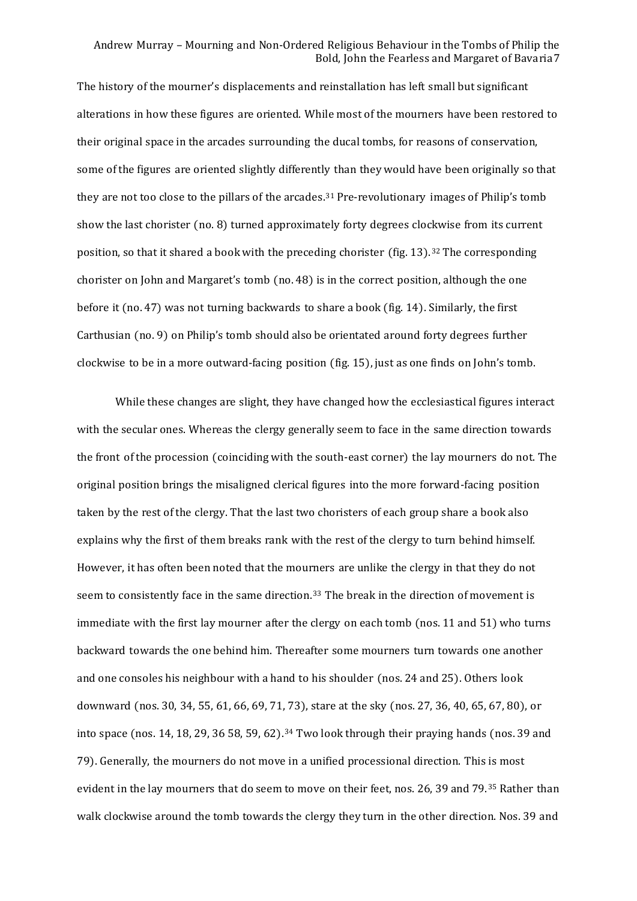The history of the mourner's displacements and reinstallation has left small but significant alterations in how these figures are oriented. While most of the mourners have been restored to their original space in the arcades surrounding the ducal tombs, for reasons of conservation, some of the figures are oriented slightly differently than they would have been originally so that they are not too close to the pillars of the arcades.[31] Pre-revolutionary images of Philip's tomb show the last chorister (no. 8) turned approximately forty degrees clockwise from its current position, so that it shared a book with the preceding chorister (fig. 13).[32] The corresponding chorister on John and Margaret's tomb (no. 48) is in the correct position, although the one before it (no. 47) was not turning backwards to share a book (fig. 14). Similarly, the first Carthusian (no. 9) on Philip's tomb should also be orientated around forty degrees further clockwise to be in a more outward-facing position (fig. 15), just as one finds on John's tomb.

While these changes are slight, they have changed how the ecclesiastical figures interact with the secular ones. Whereas the clergy generally seem to face in the same direction towards the front of the procession (coinciding with the south-east corner) the lay mourners do not. The original position brings the misaligned clerical figures into the more forward-facing position taken by the rest of the clergy. That the last two choristers of each group share a book also explains why the first of them breaks rank with the rest of the clergy to turn behind himself. However, it has often been noted that the mourners are unlike the clergy in that they do not seem to consistently face in the same direction.[33] The break in the direction of movement is immediate with the first lay mourner after the clergy on each tomb (nos. 11 and 51) who turns backward towards the one behind him. Thereafter some mourners turn towards one another and one consoles his neighbour with a hand to his shoulder (nos. 24 and 25). Others look downward (nos. 30, 34, 55, 61, 66, 69, 71, 73), stare at the sky (nos. 27, 36, 40, 65, 67, 80), or into space (nos. 14, 18, 29, 36 58, 59, 62).[34] Two look through their praying hands (nos. 39 and 79). Generally, the mourners do not move in a unified processional direction. This is most evident in the lay mourners that do seem to move on their feet, nos. 26, 39 and 79.[35] Rather than walk clockwise around the tomb towards the clergy they turn in the other direction. Nos. 39 and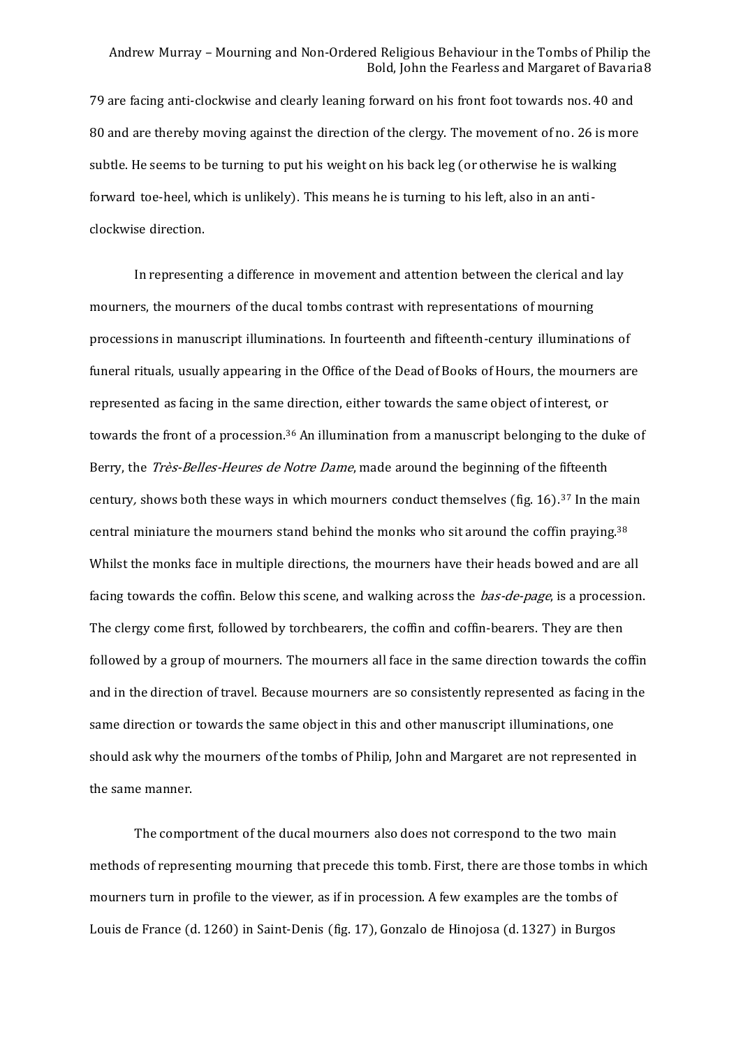79 are facing anti-clockwise and clearly leaning forward on his front foot towards nos. 40 and 80 and are thereby moving against the direction of the clergy. The movement of no. 26 is more subtle. He seems to be turning to put his weight on his back leg (or otherwise he is walking forward toe-heel, which is unlikely). This means he is turning to his left, also in an anti-clockwise direction.

In representing a difference in movement and attention between the clerical and lay mourners, the mourners of the ducal tombs contrast with representations of mourning processions in manuscript illuminations. In fourteenth and fifteenth-century illuminations of funeral rituals, usually appearing in the Office of the Dead of Books of Hours, the mourners are represented as facing in the same direction, either towards the same object of interest, or towards the front of a procession.[36] An illumination from a manuscript belonging to the duke of Berry, the *Très-Belles-Heures de Notre Dame*, made around the beginning of the fifteenth century, shows both these ways in which mourners conduct themselves (fig. 16).[37] In the main central miniature the mourners stand behind the monks who sit around the coffin praying.[38] Whilst the monks face in multiple directions, the mourners have their heads bowed and are all facing towards the coffin. Below this scene, and walking across the *bas-de-page*, is a procession. The clergy come first, followed by torchbearers, the coffin and coffin-bearers. They are then followed by a group of mourners. The mourners all face in the same direction towards the coffin and in the direction of travel. Because mourners are so consistently represented as facing in the same direction or towards the same object in this and other manuscript illuminations, one should ask why the mourners of the tombs of Philip, John and Margaret are not represented in the same manner.

The comportment of the ducal mourners also does not correspond to the two main methods of representing mourning that precede this tomb. First, there are those tombs in which mourners turn in profile to the viewer, as if in procession. A few examples are the tombs of Louis de France (d. 1260) in Saint-Denis (fig. 17), Gonzalo de Hinojosa (d. 1327) in Burgos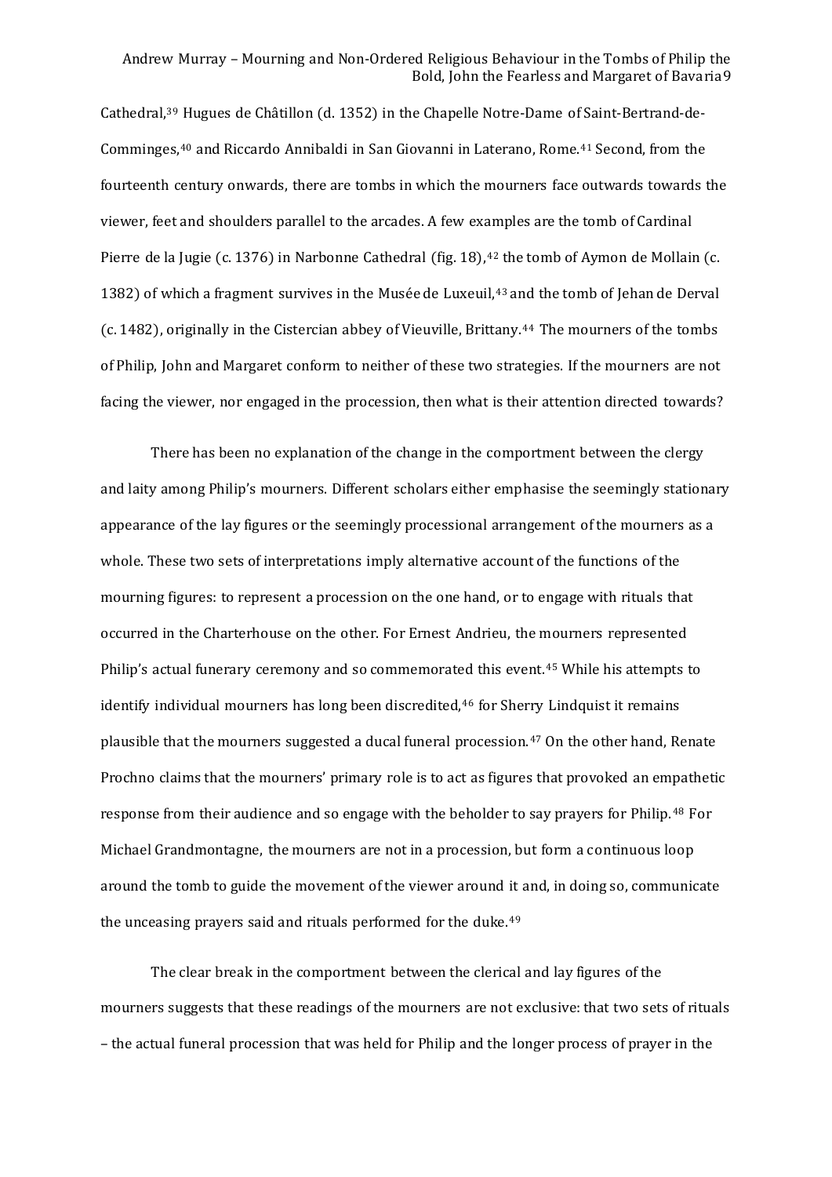Cathedral,[39] Hugues de Châtillon (d. 1352) in the Chapelle Notre-Dame of Saint-Bertrand-de-Comminges,[40] and Riccardo Annibaldi in San Giovanni in Laterano, Rome.[41] Second, from the fourteenth century onwards, there are tombs in which the mourners face outwards towards the viewer, feet and shoulders parallel to the arcades. A few examples are the tomb of Cardinal Pierre de la Jugie (c. 1376) in Narbonne Cathedral (fig. 18),[42] the tomb of Aymon de Mollain (c. 1382) of which a fragment survives in the Musée de Luxeuil,[43] and the tomb of Jehan de Derval (c. 1482), originally in the Cistercian abbey of Vieuville, Brittany.[44] The mourners of the tombs of Philip, John and Margaret conform to neither of these two strategies. If the mourners are not facing the viewer, nor engaged in the procession, then what is their attention directed towards?

There has been no explanation of the change in the comportment between the clergy and laity among Philip's mourners. Different scholars either emphasise the seemingly stationary appearance of the lay figures or the seemingly processional arrangement of the mourners as a whole. These two sets of interpretations imply alternative account of the functions of the mourning figures: to represent a procession on the one hand, or to engage with rituals that occurred in the Charterhouse on the other. For Ernest Andrieu, the mourners represented Philip's actual funerary ceremony and so commemorated this event.[45] While his attempts to identify individual mourners has long been discredited,[46] for Sherry Lindquist it remains plausible that the mourners suggested a ducal funeral procession.[47] On the other hand, Renate Prochno claims that the mourners' primary role is to act as figures that provoked an empathetic response from their audience and so engage with the beholder to say prayers for Philip.[48] For Michael Grandmontagne, the mourners are not in a procession, but form a continuous loop around the tomb to guide the movement of the viewer around it and, in doing so, communicate the unceasing prayers said and rituals performed for the duke.[49]

The clear break in the comportment between the clerical and lay figures of the mourners suggests that these readings of the mourners are not exclusive: that two sets of rituals – the actual funeral procession that was held for Philip and the longer process of prayer in the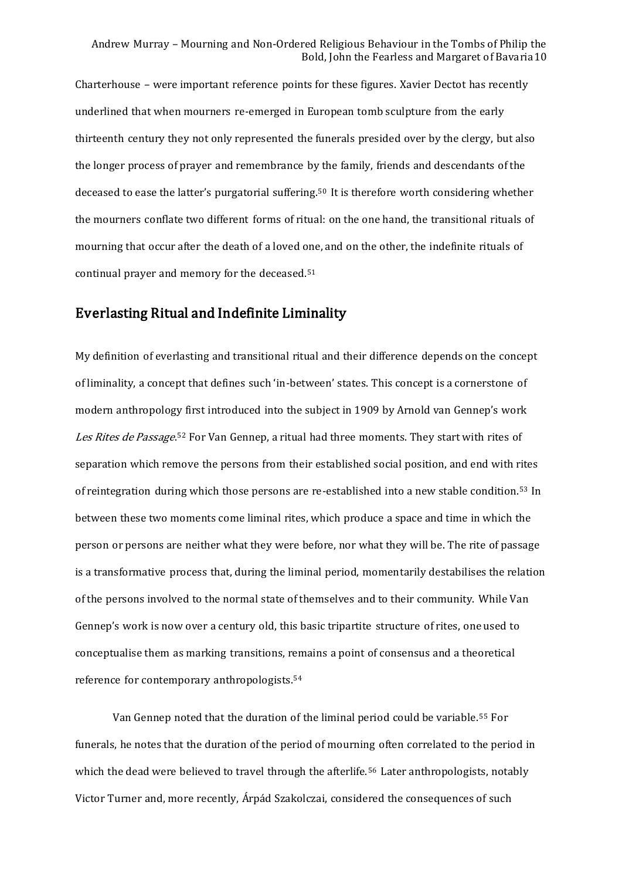Charterhouse – were important reference points for these figures. Xavier Dectot has recently underlined that when mourners re-emerged in European tomb sculpture from the early thirteenth century they not only represented the funerals presided over by the clergy, but also the longer process of prayer and remembrance by the family, friends and descendants of the deceased to ease the latter's purgatorial suffering.[50] It is therefore worth considering whether the mourners conflate two different forms of ritual: on the one hand, the transitional rituals of mourning that occur after the death of a loved one, and on the other, the indefinite rituals of continual prayer and memory for the deceased.[51]

## Everlasting Ritual and Indefinite Liminality

My definition of everlasting and transitional ritual and their difference depends on the concept of liminality, a concept that defines such 'in-between' states. This concept is a cornerstone of modern anthropology first introduced into the subject in 1909 by Arnold van Gennep's work *Les Rites de Passage*.[52] For Van Gennep, a ritual had three moments. They start with rites of separation which remove the persons from their established social position, and end with rites of reintegration during which those persons are re-established into a new stable condition.[53] In between these two moments come liminal rites, which produce a space and time in which the person or persons are neither what they were before, nor what they will be. The rite of passage is a transformative process that, during the liminal period, momentarily destabilises the relation of the persons involved to the normal state of themselves and to their community. While Van Gennep's work is now over a century old, this basic tripartite structure of rites, one used to conceptualise them as marking transitions, remains a point of consensus and a theoretical reference for contemporary anthropologists.[54]

Van Gennep noted that the duration of the liminal period could be variable.[55] For funerals, he notes that the duration of the period of mourning often correlated to the period in which the dead were believed to travel through the afterlife.[56] Later anthropologists, notably Victor Turner and, more recently, Árpád Szakolczai, considered the consequences of such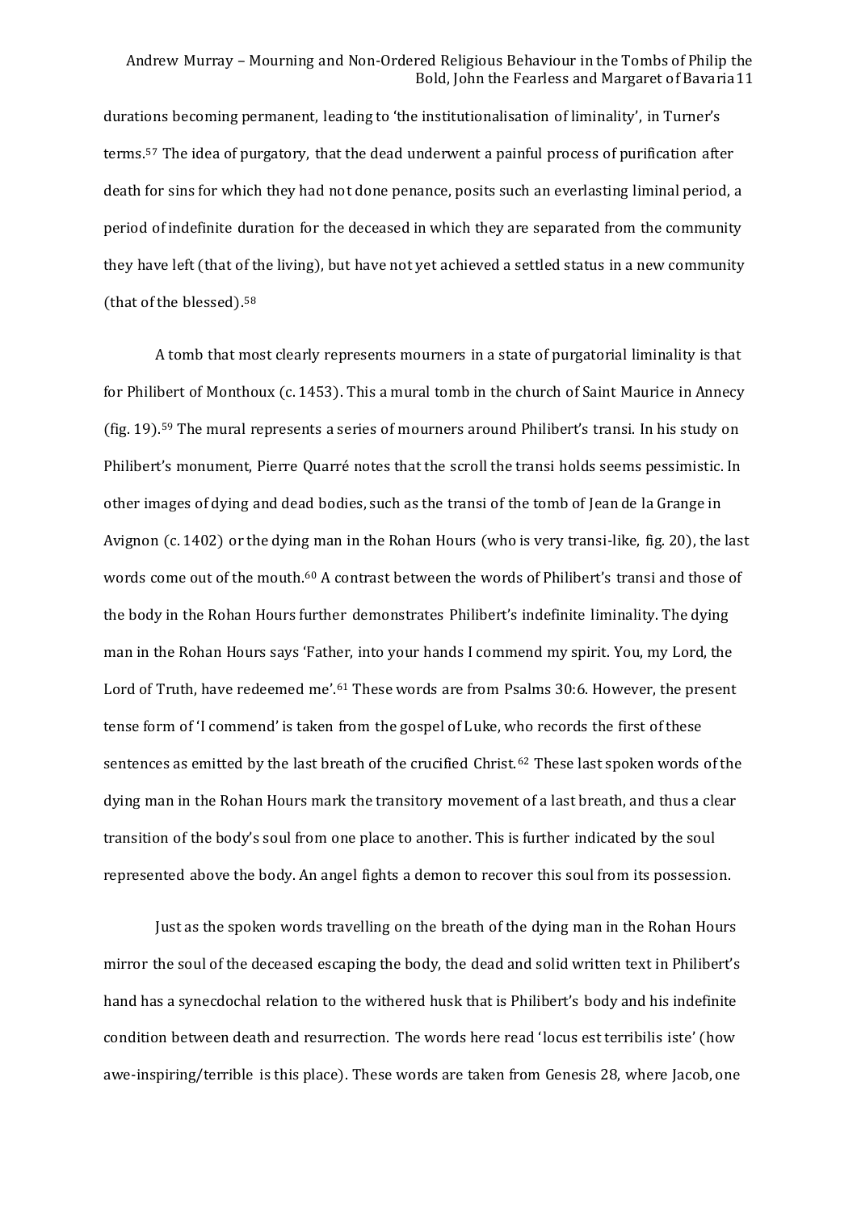durations becoming permanent, leading to 'the institutionalisation of liminality', in Turner's terms.[57] The idea of purgatory, that the dead underwent a painful process of purification after death for sins for which they had not done penance, posits such an everlasting liminal period, a period of indefinite duration for the deceased in which they are separated from the community they have left (that of the living), but have not yet achieved a settled status in a new community (that of the blessed).[58]

A tomb that most clearly represents mourners in a state of purgatorial liminality is that for Philibert of Monthoux (c. 1453). This a mural tomb in the church of Saint Maurice in Annecy (fig. 19).[59] The mural represents a series of mourners around Philibert's transi. In his study on Philibert's monument, Pierre Quarré notes that the scroll the transi holds seems pessimistic. In other images of dying and dead bodies, such as the transi of the tomb of Jean de la Grange in Avignon (c. 1402) or the dying man in the Rohan Hours (who is very transi-like, fig. 20), the last words come out of the mouth.[60] A contrast between the words of Philibert's transi and those of the body in the Rohan Hours further demonstrates Philibert's indefinite liminality. The dying man in the Rohan Hours says 'Father, into your hands I commend my spirit. You, my Lord, the Lord of Truth, have redeemed me'.[61] These words are from Psalms 30:6. However, the present tense form of 'I commend' is taken from the gospel of Luke, who records the first of these sentences as emitted by the last breath of the crucified Christ.[62] These last spoken words of the dying man in the Rohan Hours mark the transitory movement of a last breath, and thus a clear transition of the body's soul from one place to another. This is further indicated by the soul represented above the body. An angel fights a demon to recover this soul from its possession.

Just as the spoken words travelling on the breath of the dying man in the Rohan Hours mirror the soul of the deceased escaping the body, the dead and solid written text in Philibert's hand has a synecdochal relation to the withered husk that is Philibert's body and his indefinite condition between death and resurrection. The words here read 'locus est terribilis iste' (how awe-inspiring/terrible is this place). These words are taken from Genesis 28, where Jacob, one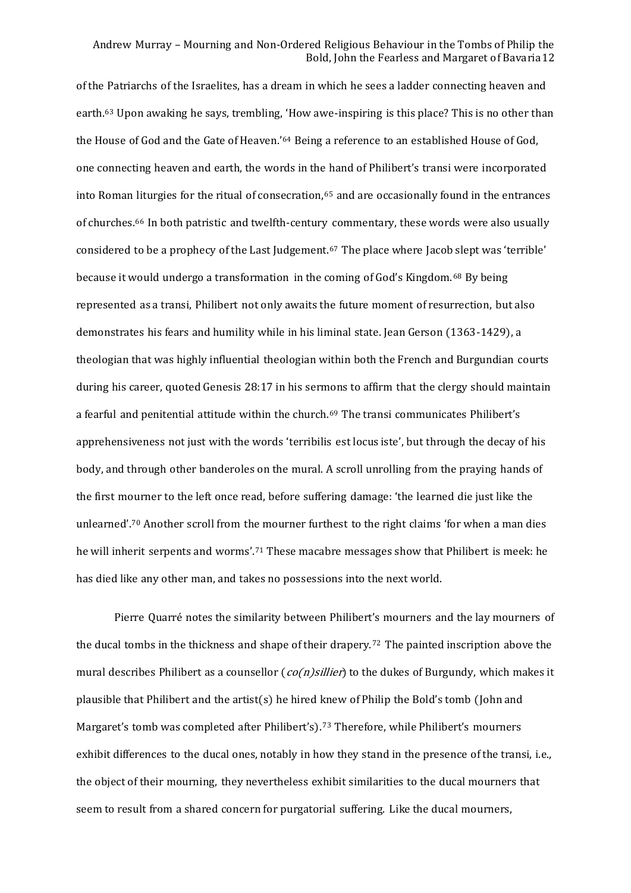of the Patriarchs of the Israelites, has a dream in which he sees a ladder connecting heaven and earth.[63] Upon awaking he says, trembling, 'How awe-inspiring is this place? This is no other than the House of God and the Gate of Heaven.'[64] Being a reference to an established House of God, one connecting heaven and earth, the words in the hand of Philibert's transi were incorporated into Roman liturgies for the ritual of consecration,[65] and are occasionally found in the entrances of churches.[66] In both patristic and twelfth-century commentary, these words were also usually considered to be a prophecy of the Last Judgement.[67] The place where Jacob slept was 'terrible' because it would undergo a transformation in the coming of God's Kingdom.[68] By being represented as a transi, Philibert not only awaits the future moment of resurrection, but also demonstrates his fears and humility while in his liminal state. Jean Gerson (1363-1429), a theologian that was highly influential theologian within both the French and Burgundian courts during his career, quoted Genesis 28:17 in his sermons to affirm that the clergy should maintain a fearful and penitential attitude within the church.[69] The transi communicates Philibert's apprehensiveness not just with the words 'terribilis est locus iste', but through the decay of his body, and through other banderoles on the mural. A scroll unrolling from the praying hands of the first mourner to the left once read, before suffering damage: 'the learned die just like the unlearned'.[70] Another scroll from the mourner furthest to the right claims 'for when a man dies he will inherit serpents and worms'.[71] These macabre messages show that Philibert is meek: he has died like any other man, and takes no possessions into the next world.

Pierre Quarré notes the similarity between Philibert's mourners and the lay mourners of the ducal tombs in the thickness and shape of their drapery.[72] The painted inscription above the mural describes Philibert as a counsellor (*co(n)sillier*) to the dukes of Burgundy, which makes it plausible that Philibert and the artist(s) he hired knew of Philip the Bold's tomb (John and Margaret's tomb was completed after Philibert's).[73] Therefore, while Philibert's mourners exhibit differences to the ducal ones, notably in how they stand in the presence of the transi, i.e., the object of their mourning, they nevertheless exhibit similarities to the ducal mourners that seem to result from a shared concern for purgatorial suffering. Like the ducal mourners,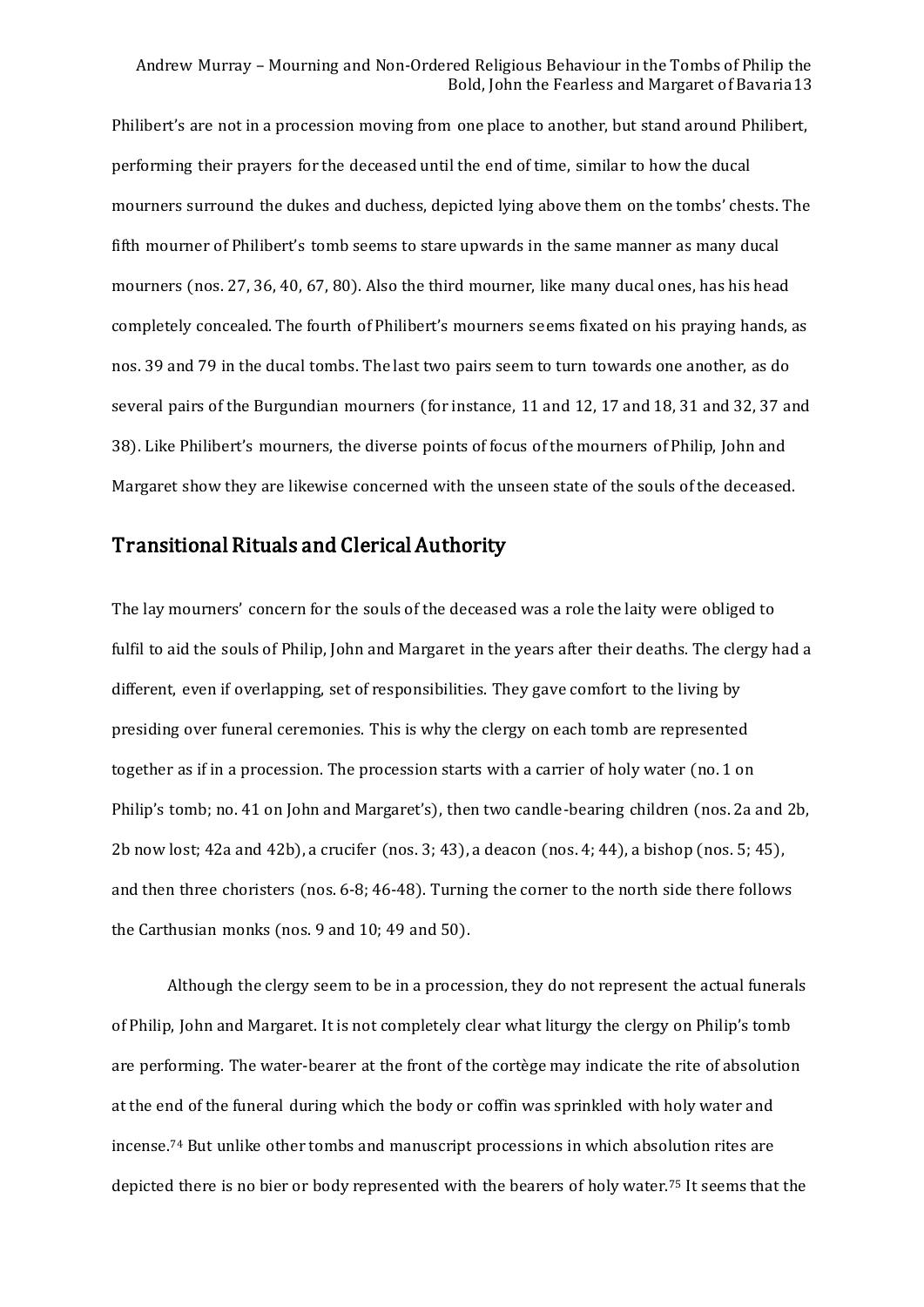Philibert's are not in a procession moving from one place to another, but stand around Philibert, performing their prayers for the deceased until the end of time, similar to how the ducal mourners surround the dukes and duchess, depicted lying above them on the tombs' chests. The fifth mourner of Philibert's tomb seems to stare upwards in the same manner as many ducal mourners (nos. 27, 36, 40, 67, 80). Also the third mourner, like many ducal ones, has his head completely concealed. The fourth of Philibert's mourners seems fixated on his praying hands, as nos. 39 and 79 in the ducal tombs. The last two pairs seem to turn towards one another, as do several pairs of the Burgundian mourners (for instance, 11 and 12, 17 and 18, 31 and 32, 37 and 38). Like Philibert's mourners, the diverse points of focus of the mourners of Philip, John and Margaret show they are likewise concerned with the unseen state of the souls of the deceased.

## Transitional Rituals and Clerical Authority

The lay mourners' concern for the souls of the deceased was a role the laity were obliged to fulfil to aid the souls of Philip, John and Margaret in the years after their deaths. The clergy had a different, even if overlapping, set of responsibilities. They gave comfort to the living by presiding over funeral ceremonies. This is why the clergy on each tomb are represented together as if in a procession. The procession starts with a carrier of holy water (no. 1 on Philip's tomb; no. 41 on John and Margaret's), then two candle-bearing children (nos. 2a and 2b, 2b now lost; 42a and 42b), a crucifer (nos. 3; 43), a deacon (nos. 4; 44), a bishop (nos. 5; 45), and then three choristers (nos. 6-8; 46-48). Turning the corner to the north side there follows the Carthusian monks (nos. 9 and 10; 49 and 50).

Although the clergy seem to be in a procession, they do not represent the actual funerals of Philip, John and Margaret. It is not completely clear what liturgy the clergy on Philip's tomb are performing. The water-bearer at the front of the cortège may indicate the rite of absolution at the end of the funeral during which the body or coffin was sprinkled with holy water and incense.[74] But unlike other tombs and manuscript processions in which absolution rites are depicted there is no bier or body represented with the bearers of holy water.[75] It seems that the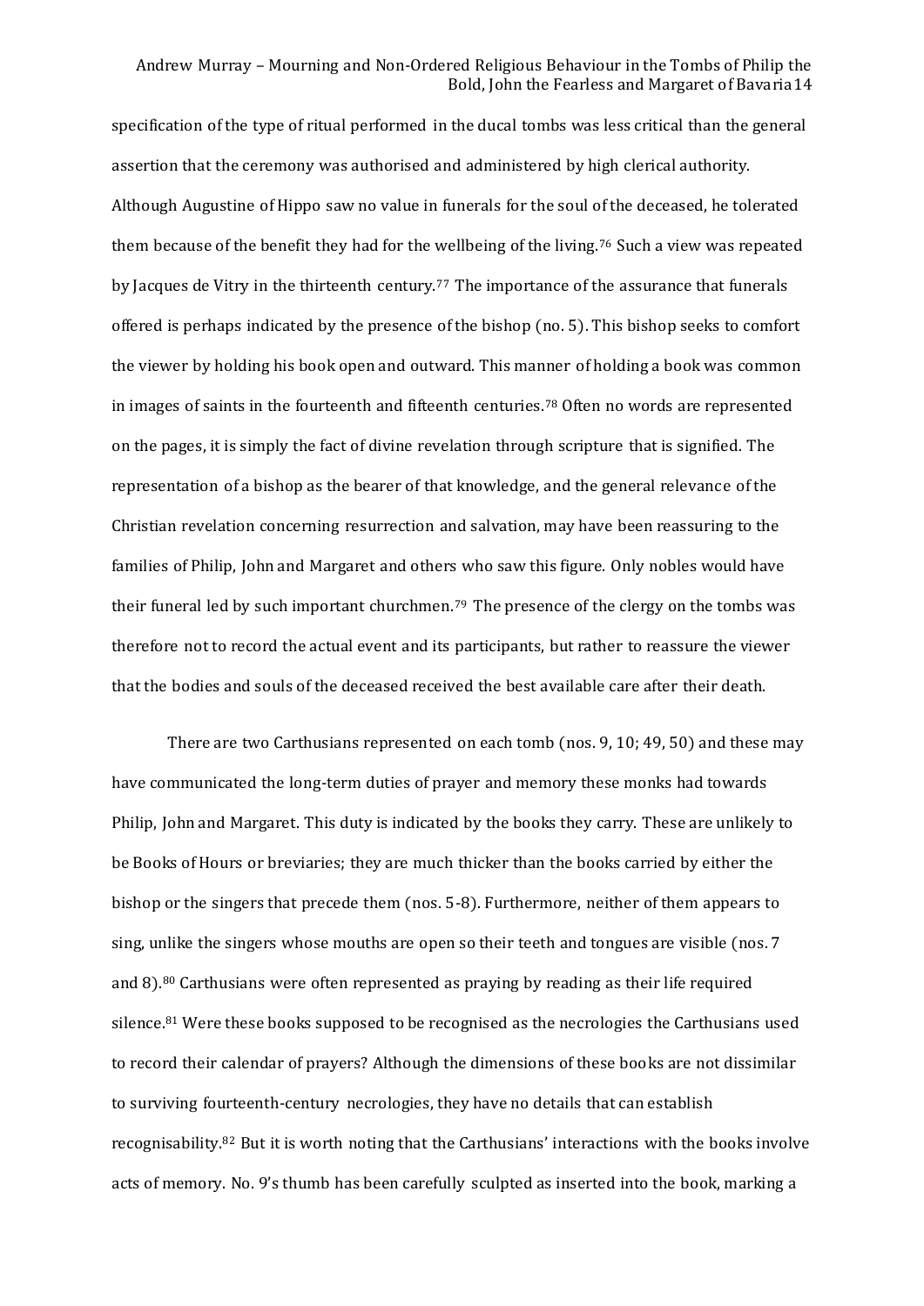specification of the type of ritual performed in the ducal tombs was less critical than the general assertion that the ceremony was authorised and administered by high clerical authority. Although Augustine of Hippo saw no value in funerals for the soul of the deceased, he tolerated them because of the benefit they had for the wellbeing of the living.[76] Such a view was repeated by Jacques de Vitry in the thirteenth century.[77] The importance of the assurance that funerals offered is perhaps indicated by the presence of the bishop (no. 5). This bishop seeks to comfort the viewer by holding his book open and outward. This manner of holding a book was common in images of saints in the fourteenth and fifteenth centuries.[78] Often no words are represented on the pages, it is simply the fact of divine revelation through scripture that is signified. The representation of a bishop as the bearer of that knowledge, and the general relevance of the Christian revelation concerning resurrection and salvation, may have been reassuring to the families of Philip, John and Margaret and others who saw this figure. Only nobles would have their funeral led by such important churchmen.[79] The presence of the clergy on the tombs was therefore not to record the actual event and its participants, but rather to reassure the viewer that the bodies and souls of the deceased received the best available care after their death.

There are two Carthusians represented on each tomb (nos. 9, 10; 49, 50) and these may have communicated the long-term duties of prayer and memory these monks had towards Philip, John and Margaret. This duty is indicated by the books they carry. These are unlikely to be Books of Hours or breviaries; they are much thicker than the books carried by either the bishop or the singers that precede them (nos. 5-8). Furthermore, neither of them appears to sing, unlike the singers whose mouths are open so their teeth and tongues are visible (nos. 7 and 8).[80] Carthusians were often represented as praying by reading as their life required silence.[81] Were these books supposed to be recognised as the necrologies the Carthusians used to record their calendar of prayers? Although the dimensions of these books are not dissimilar to surviving fourteenth-century necrologies, they have no details that can establish recognisability.[82] But it is worth noting that the Carthusians' interactions with the books involve acts of memory. No. 9's thumb has been carefully sculpted as inserted into the book, marking a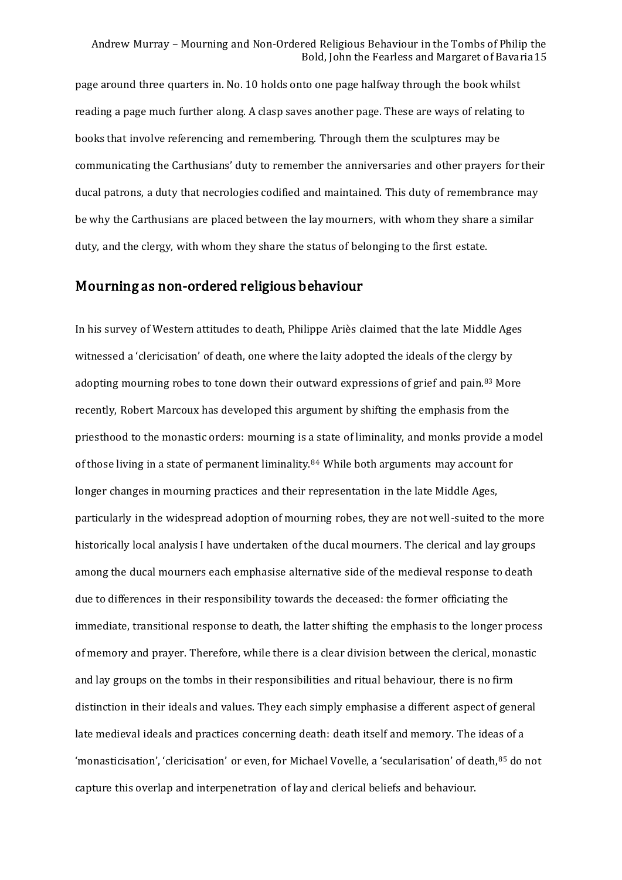page around three quarters in. No. 10 holds onto one page halfway through the book whilst reading a page much further along. A clasp saves another page. These are ways of relating to books that involve referencing and remembering. Through them the sculptures may be communicating the Carthusians' duty to remember the anniversaries and other prayers for their ducal patrons, a duty that necrologies codified and maintained. This duty of remembrance may be why the Carthusians are placed between the lay mourners, with whom they share a similar duty, and the clergy, with whom they share the status of belonging to the first estate.

## Mourning as non-ordered religious behaviour

In his survey of Western attitudes to death, Philippe Ariès claimed that the late Middle Ages witnessed a 'clericisation' of death, one where the laity adopted the ideals of the clergy by adopting mourning robes to tone down their outward expressions of grief and pain.[83] More recently, Robert Marcoux has developed this argument by shifting the emphasis from the priesthood to the monastic orders: mourning is a state of liminality, and monks provide a model of those living in a state of permanent liminality.[84] While both arguments may account for longer changes in mourning practices and their representation in the late Middle Ages, particularly in the widespread adoption of mourning robes, they are not well-suited to the more historically local analysis I have undertaken of the ducal mourners. The clerical and lay groups among the ducal mourners each emphasise alternative side of the medieval response to death due to differences in their responsibility towards the deceased: the former officiating the immediate, transitional response to death, the latter shifting the emphasis to the longer process of memory and prayer. Therefore, while there is a clear division between the clerical, monastic and lay groups on the tombs in their responsibilities and ritual behaviour, there is no firm distinction in their ideals and values. They each simply emphasise a different aspect of general late medieval ideals and practices concerning death: death itself and memory. The ideas of a 'monasticisation', 'clericisation' or even, for Michael Vovelle, a 'secularisation' of death,[85] do not capture this overlap and interpenetration of lay and clerical beliefs and behaviour.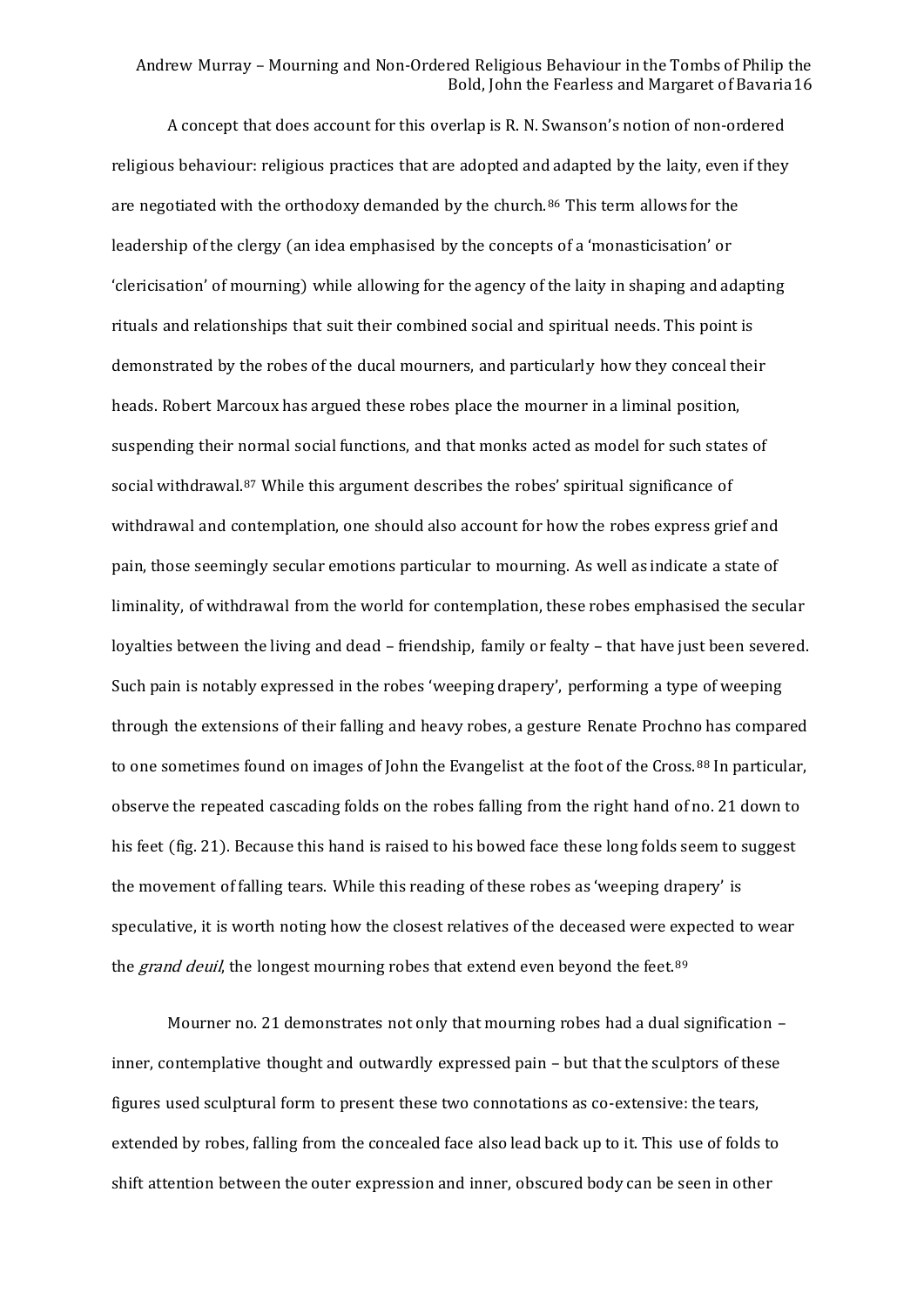A concept that does account for this overlap is R. N. Swanson's notion of non-ordered religious behaviour: religious practices that are adopted and adapted by the laity, even if they are negotiated with the orthodoxy demanded by the church.[86] This term allows for the leadership of the clergy (an idea emphasised by the concepts of a 'monasticisation' or 'clericisation' of mourning) while allowing for the agency of the laity in shaping and adapting rituals and relationships that suit their combined social and spiritual needs. This point is demonstrated by the robes of the ducal mourners, and particularly how they conceal their heads. Robert Marcoux has argued these robes place the mourner in a liminal position, suspending their normal social functions, and that monks acted as model for such states of social withdrawal.[87] While this argument describes the robes' spiritual significance of withdrawal and contemplation, one should also account for how the robes express grief and pain, those seemingly secular emotions particular to mourning. As well as indicate a state of liminality, of withdrawal from the world for contemplation, these robes emphasised the secular loyalties between the living and dead – friendship, family or fealty – that have just been severed. Such pain is notably expressed in the robes 'weeping drapery', performing a type of weeping through the extensions of their falling and heavy robes, a gesture Renate Prochno has compared to one sometimes found on images of John the Evangelist at the foot of the Cross.[88] In particular, observe the repeated cascading folds on the robes falling from the right hand of no. 21 down to his feet (fig. 21). Because this hand is raised to his bowed face these long folds seem to suggest the movement of falling tears. While this reading of these robes as 'weeping drapery' is speculative, it is worth noting how the closest relatives of the deceased were expected to wear the *grand deuil*, the longest mourning robes that extend even beyond the feet.[89]

Mourner no. 21 demonstrates not only that mourning robes had a dual signification – inner, contemplative thought and outwardly expressed pain – but that the sculptors of these figures used sculptural form to present these two connotations as co-extensive: the tears, extended by robes, falling from the concealed face also lead back up to it. This use of folds to shift attention between the outer expression and inner, obscured body can be seen in other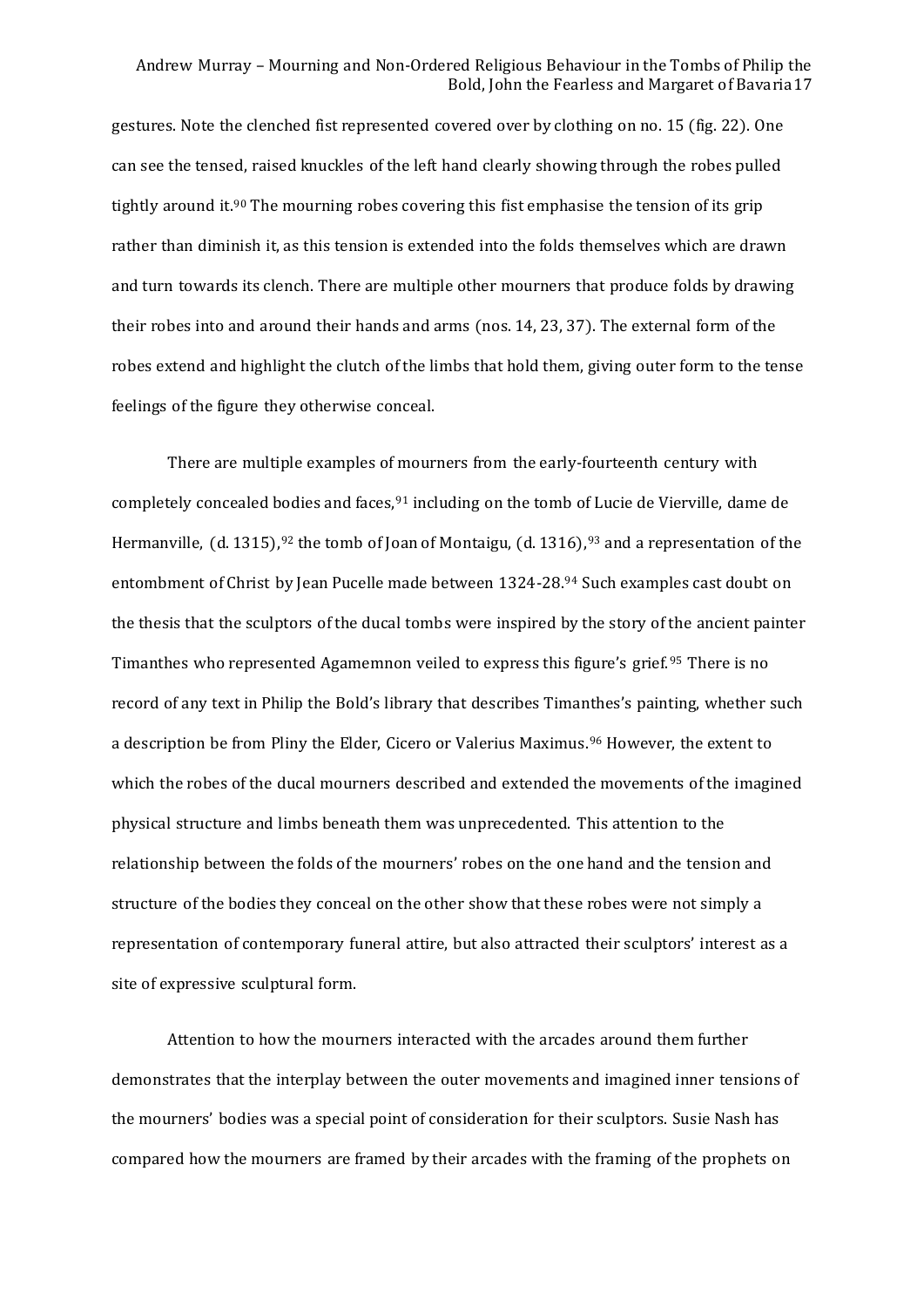gestures. Note the clenched fist represented covered over by clothing on no. 15 (fig. 22). One can see the tensed, raised knuckles of the left hand clearly showing through the robes pulled tightly around it.[90] The mourning robes covering this fist emphasise the tension of its grip rather than diminish it, as this tension is extended into the folds themselves which are drawn and turn towards its clench. There are multiple other mourners that produce folds by drawing their robes into and around their hands and arms (nos. 14, 23, 37). The external form of the robes extend and highlight the clutch of the limbs that hold them, giving outer form to the tense feelings of the figure they otherwise conceal.

There are multiple examples of mourners from the early-fourteenth century with completely concealed bodies and faces,[91] including on the tomb of Lucie de Vierville, dame de Hermanville, (d. 1315),[92] the tomb of Joan of Montaigu, (d. 1316),[93] and a representation of the entombment of Christ by Jean Pucelle made between 1324-28.[94] Such examples cast doubt on the thesis that the sculptors of the ducal tombs were inspired by the story of the ancient painter Timanthes who represented Agamemnon veiled to express this figure's grief.[95] There is no record of any text in Philip the Bold's library that describes Timanthes's painting, whether such a description be from Pliny the Elder, Cicero or Valerius Maximus.[96] However, the extent to which the robes of the ducal mourners described and extended the movements of the imagined physical structure and limbs beneath them was unprecedented. This attention to the relationship between the folds of the mourners' robes on the one hand and the tension and structure of the bodies they conceal on the other show that these robes were not simply a representation of contemporary funeral attire, but also attracted their sculptors' interest as a site of expressive sculptural form.

Attention to how the mourners interacted with the arcades around them further demonstrates that the interplay between the outer movements and imagined inner tensions of the mourners' bodies was a special point of consideration for their sculptors. Susie Nash has compared how the mourners are framed by their arcades with the framing of the prophets on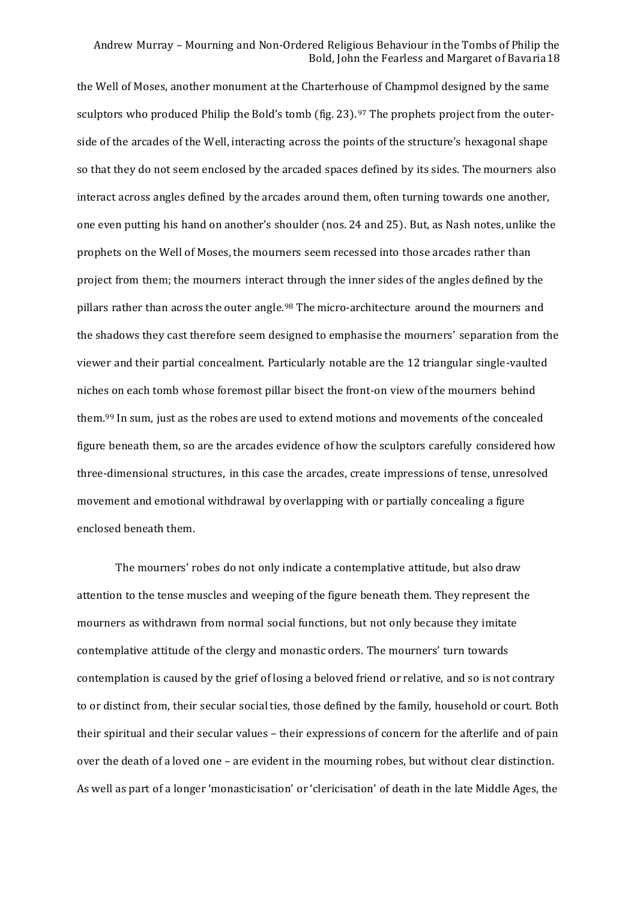the Well of Moses, another monument at the Charterhouse of Champmol designed by the same sculptors who produced Philip the Bold's tomb (fig. 23).[97] The prophets project from the outer-side of the arcades of the Well, interacting across the points of the structure's hexagonal shape so that they do not seem enclosed by the arcaded spaces defined by its sides. The mourners also interact across angles defined by the arcades around them, often turning towards one another, one even putting his hand on another's shoulder (nos. 24 and 25). But, as Nash notes, unlike the prophets on the Well of Moses, the mourners seem recessed into those arcades rather than project from them; the mourners interact through the inner sides of the angles defined by the pillars rather than across the outer angle.[98] The micro-architecture around the mourners and the shadows they cast therefore seem designed to emphasise the mourners' separation from the viewer and their partial concealment. Particularly notable are the 12 triangular single-vaulted niches on each tomb whose foremost pillar bisect the front-on view of the mourners behind them.[99] In sum, just as the robes are used to extend motions and movements of the concealed figure beneath them, so are the arcades evidence of how the sculptors carefully considered how three-dimensional structures, in this case the arcades, create impressions of tense, unresolved movement and emotional withdrawal by overlapping with or partially concealing a figure enclosed beneath them.

The mourners' robes do not only indicate a contemplative attitude, but also draw attention to the tense muscles and weeping of the figure beneath them. They represent the mourners as withdrawn from normal social functions, but not only because they imitate contemplative attitude of the clergy and monastic orders. The mourners' turn towards contemplation is caused by the grief of losing a beloved friend or relative, and so is not contrary to or distinct from, their secular social ties, those defined by the family, household or court. Both their spiritual and their secular values – their expressions of concern for the afterlife and of pain over the death of a loved one – are evident in the mourning robes, but without clear distinction. As well as part of a longer 'monasticisation' or 'clericisation' of death in the late Middle Ages, the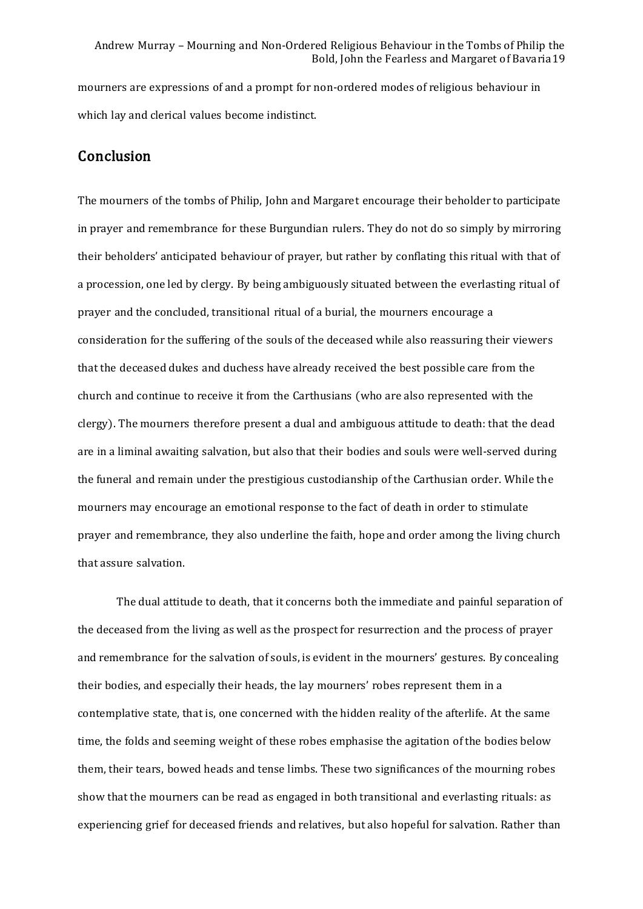mourners are expressions of and a prompt for non-ordered modes of religious behaviour in which lay and clerical values become indistinct.

## Conclusion

The mourners of the tombs of Philip, John and Margaret encourage their beholder to participate in prayer and remembrance for these Burgundian rulers. They do not do so simply by mirroring their beholders' anticipated behaviour of prayer, but rather by conflating this ritual with that of a procession, one led by clergy. By being ambiguously situated between the everlasting ritual of prayer and the concluded, transitional ritual of a burial, the mourners encourage a consideration for the suffering of the souls of the deceased while also reassuring their viewers that the deceased dukes and duchess have already received the best possible care from the church and continue to receive it from the Carthusians (who are also represented with the clergy). The mourners therefore present a dual and ambiguous attitude to death: that the dead are in a liminal awaiting salvation, but also that their bodies and souls were well-served during the funeral and remain under the prestigious custodianship of the Carthusian order. While the mourners may encourage an emotional response to the fact of death in order to stimulate prayer and remembrance, they also underline the faith, hope and order among the living church that assure salvation.

The dual attitude to death, that it concerns both the immediate and painful separation of the deceased from the living as well as the prospect for resurrection and the process of prayer and remembrance for the salvation of souls, is evident in the mourners' gestures. By concealing their bodies, and especially their heads, the lay mourners' robes represent them in a contemplative state, that is, one concerned with the hidden reality of the afterlife. At the same time, the folds and seeming weight of these robes emphasise the agitation of the bodies below them, their tears, bowed heads and tense limbs. These two significances of the mourning robes show that the mourners can be read as engaged in both transitional and everlasting rituals: as experiencing grief for deceased friends and relatives, but also hopeful for salvation. Rather than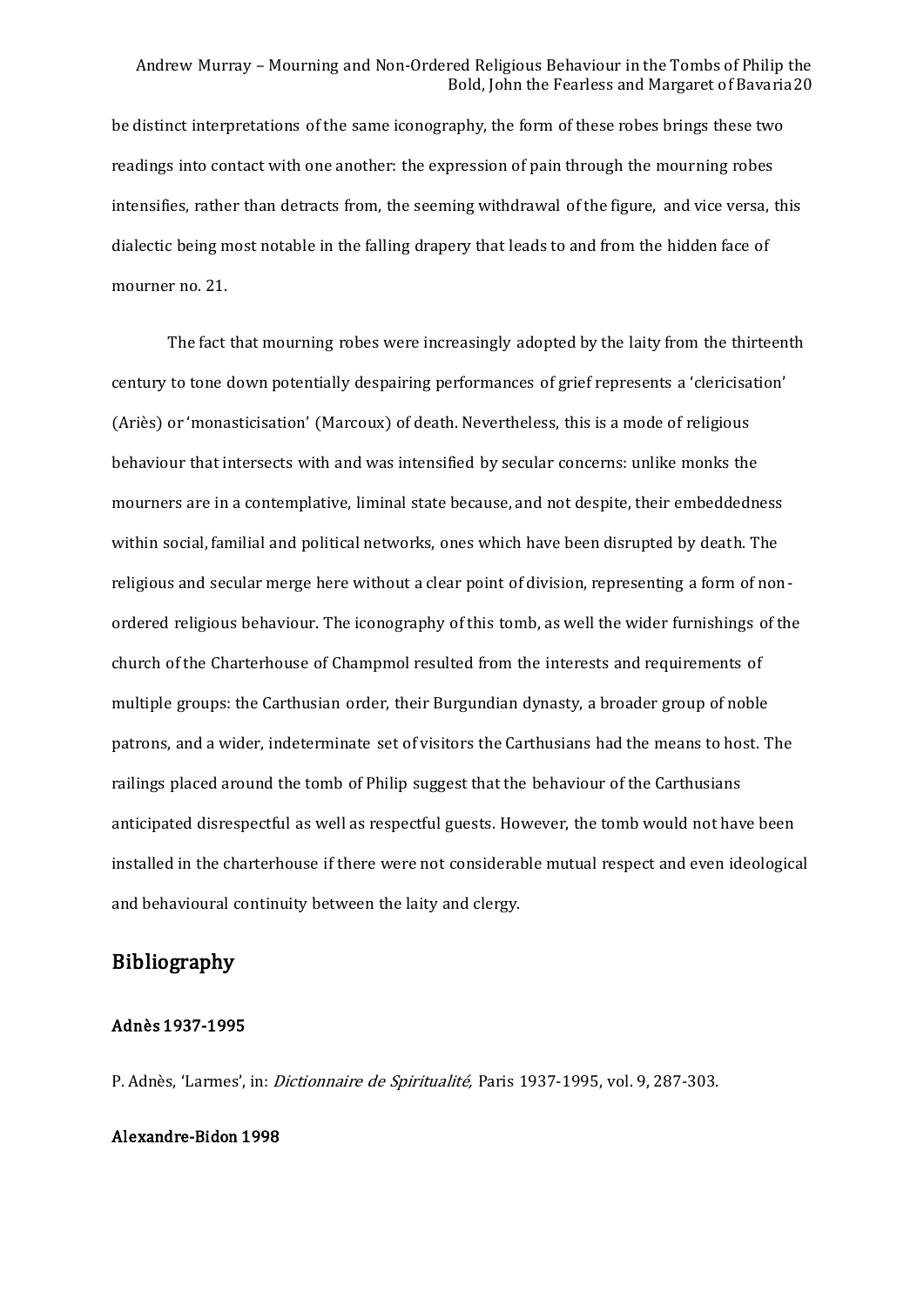be distinct interpretations of the same iconography, the form of these robes brings these two readings into contact with one another: the expression of pain through the mourning robes intensifies, rather than detracts from, the seeming withdrawal of the figure, and vice versa, this dialectic being most notable in the falling drapery that leads to and from the hidden face of mourner no. 21.

The fact that mourning robes were increasingly adopted by the laity from the thirteenth century to tone down potentially despairing performances of grief represents a 'clericisation' (Ariès) or 'monasticisation' (Marcoux) of death. Nevertheless, this is a mode of religious behaviour that intersects with and was intensified by secular concerns: unlike monks the mourners are in a contemplative, liminal state because, and not despite, their embeddedness within social, familial and political networks, ones which have been disrupted by death. The religious and secular merge here without a clear point of division, representing a form of non-ordered religious behaviour. The iconography of this tomb, as well the wider furnishings of the church of the Charterhouse of Champmol resulted from the interests and requirements of multiple groups: the Carthusian order, their Burgundian dynasty, a broader group of noble patrons, and a wider, indeterminate set of visitors the Carthusians had the means to host. The railings placed around the tomb of Philip suggest that the behaviour of the Carthusians anticipated disrespectful as well as respectful guests. However, the tomb would not have been installed in the charterhouse if there were not considerable mutual respect and even ideological and behavioural continuity between the laity and clergy.

## Bibliography

#### Adnès 1937-1995

P. Adnès, 'Larmes', in: *Dictionnaire de Spiritualité,* Paris 1937-1995, vol. 9, 287-303.

#### Alexandre-Bidon 1998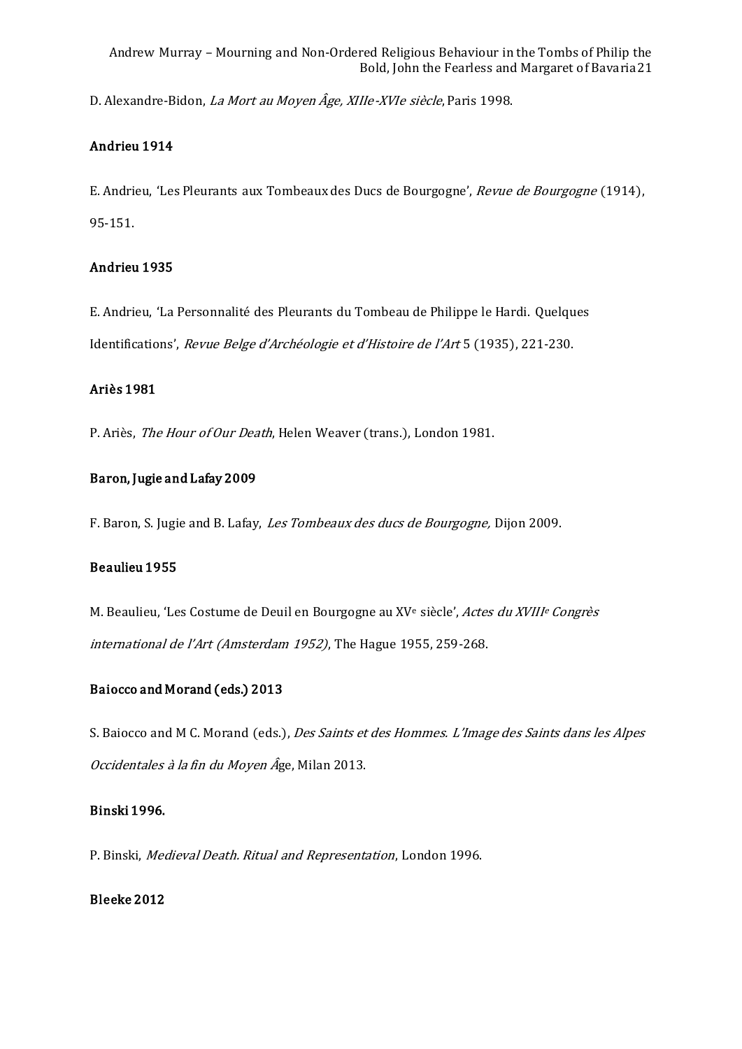D. Alexandre-Bidon, *La Mort au Moyen Âge, XIIIe-XVIe siècle*, Paris 1998.

**Andrieu 1914**

E. Andrieu, 'Les Pleurants aux Tombeaux des Ducs de Bourgogne', *Revue de Bourgogne* (1914), 95-151.

**Andrieu 1935**

E. Andrieu, 'La Personnalité des Pleurants du Tombeau de Philippe le Hardi. Quelques Identifications', *Revue Belge d'Archéologie et d'Histoire de l'Art* 5 (1935), 221-230.

**Ariès 1981**

P. Ariès, *The Hour of Our Death*, Helen Weaver (trans.), London 1981.

**Baron, Jugie and Lafay 2009**

F. Baron, S. Jugie and B. Lafay, *Les Tombeaux des ducs de Bourgogne,* Dijon 2009.

**Beaulieu 1955**

M. Beaulieu, 'Les Costume de Deuil en Bourgogne au XV[e] siècle', *Actes du XVIII[e] Congrès international de l'Art (Amsterdam 1952)*, The Hague 1955, 259-268.

**Baiocco and Morand (eds.) 2013**

S. Baiocco and M C. Morand (eds.), *Des Saints et des Hommes. L'Image des Saints dans les Alpes Occidentales à la fin du Moyen Âge*, Milan 2013.

**Binski 1996.**

P. Binski, *Medieval Death. Ritual and Representation*, London 1996.

**Bleeke 2012**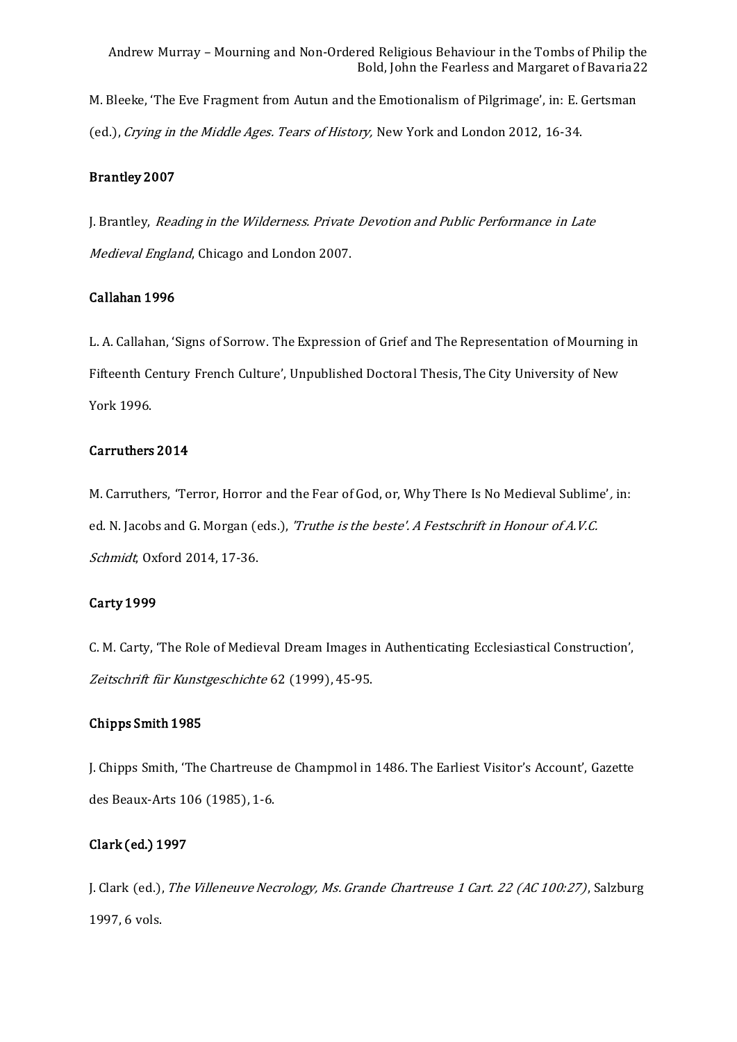M. Bleeke, 'The Eve Fragment from Autun and the Emotionalism of Pilgrimage', in: E. Gertsman (ed.), *Crying in the Middle Ages. Tears of History,* New York and London 2012, 16-34.

**Brantley 2007**

J. Brantley, *Reading in the Wilderness. Private Devotion and Public Performance in Late Medieval England*, Chicago and London 2007.

**Callahan 1996**

L. A. Callahan, 'Signs of Sorrow. The Expression of Grief and The Representation of Mourning in Fifteenth Century French Culture', Unpublished Doctoral Thesis, The City University of New York 1996.

**Carruthers 2014**

M. Carruthers, 'Terror, Horror and the Fear of God, or, Why There Is No Medieval Sublime'*,* in: ed. N. Jacobs and G. Morgan (eds.), *'Truthe is the beste'. A Festschrift in Honour of A.V.C. Schmidt*, Oxford 2014, 17-36.

**Carty 1999**

C. M. Carty, 'The Role of Medieval Dream Images in Authenticating Ecclesiastical Construction', *Zeitschrift für Kunstgeschichte* 62 (1999), 45-95.

**Chipps Smith 1985**

J. Chipps Smith, 'The Chartreuse de Champmol in 1486. The Earliest Visitor's Account', Gazette des Beaux-Arts 106 (1985), 1-6.

**Clark (ed.) 1997**

J. Clark (ed.), *The Villeneuve Necrology, Ms. Grande Chartreuse 1 Cart. 22 (AC 100:27)*, Salzburg 1997, 6 vols.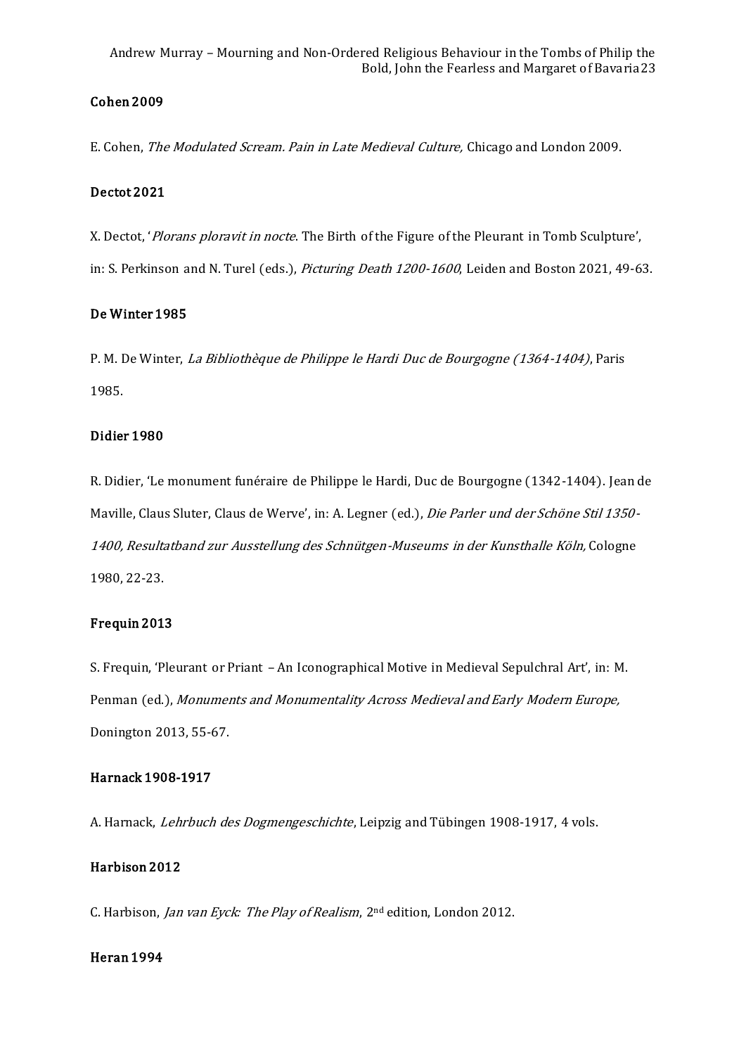**Cohen 2009**

E. Cohen, *The Modulated Scream. Pain in Late Medieval Culture,* Chicago and London 2009.

**Dectot 2021**

X. Dectot, '*Plorans ploravit in nocte*. The Birth of the Figure of the Pleurant in Tomb Sculpture', in: S. Perkinson and N. Turel (eds.), *Picturing Death 1200-1600*, Leiden and Boston 2021, 49-63.

**De Winter 1985**

P. M. De Winter, *La Bibliothèque de Philippe le Hardi Duc de Bourgogne (1364-1404)*, Paris 1985.

**Didier 1980**

R. Didier, 'Le monument funéraire de Philippe le Hardi, Duc de Bourgogne (1342-1404). Jean de Maville, Claus Sluter, Claus de Werve', in: A. Legner (ed.), *Die Parler und der Schöne Stil 1350-1400, Resultatband zur Ausstellung des Schnütgen-Museums in der Kunsthalle Köln,* Cologne 1980, 22-23.

**Frequin 2013**

S. Frequin, 'Pleurant or Priant – An Iconographical Motive in Medieval Sepulchral Art', in: M. Penman (ed.), *Monuments and Monumentality Across Medieval and Early Modern Europe,* Donington 2013, 55-67.

**Harnack 1908-1917**

A. Harnack, *Lehrbuch des Dogmengeschichte*, Leipzig and Tübingen 1908-1917, 4 vols.

**Harbison 2012**

C. Harbison, *Jan van Eyck: The Play of Realism*, 2nd edition, London 2012.

**Heran 1994**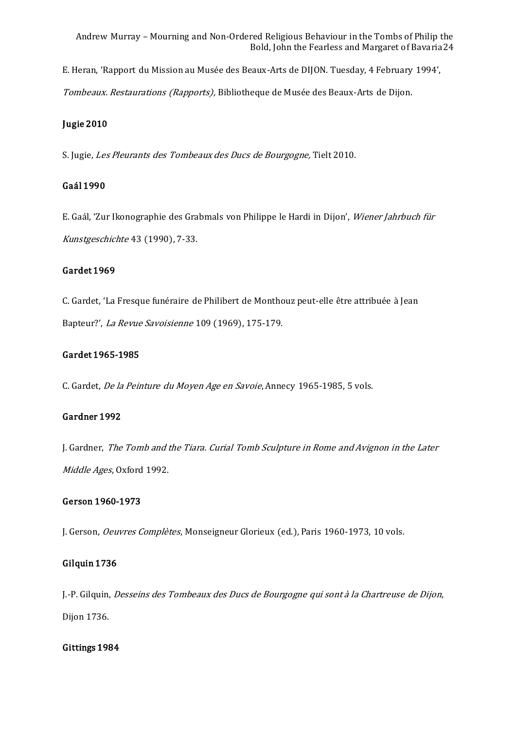E. Heran, 'Rapport du Mission au Musée des Beaux-Arts de DIJON. Tuesday, 4 February 1994', *Tombeaux. Restaurations (Rapports),* Bibliotheque de Musée des Beaux-Arts de Dijon.

**Jugie 2010**

S. Jugie, *Les Pleurants des Tombeaux des Ducs de Bourgogne,* Tielt 2010.

**Gaál 1990**

E. Gaál, 'Zur Ikonographie des Grabmals von Philippe le Hardi in Dijon', *Wiener Jahrbuch für Kunstgeschichte* 43 (1990), 7-33.

**Gardet 1969**

C. Gardet, 'La Fresque funéraire de Philibert de Monthouz peut-elle être attribuée à Jean Bapteur?', *La Revue Savoisienne* 109 (1969), 175-179.

**Gardet 1965-1985**

C. Gardet, *De la Peinture du Moyen Age en Savoie*, Annecy 1965-1985, 5 vols.

**Gardner 1992**

J. Gardner, *The Tomb and the Tiara. Curial Tomb Sculpture in Rome and Avignon in the Later Middle Ages*, Oxford 1992.

**Gerson 1960-1973**

J. Gerson, *Oeuvres Complètes*, Monseigneur Glorieux (ed.), Paris 1960-1973, 10 vols.

**Gilquin 1736**

J.-P. Gilquin, *Desseins des Tombeaux des Ducs de Bourgogne qui sont à la Chartreuse de Dijon*, Dijon 1736.

**Gittings 1984**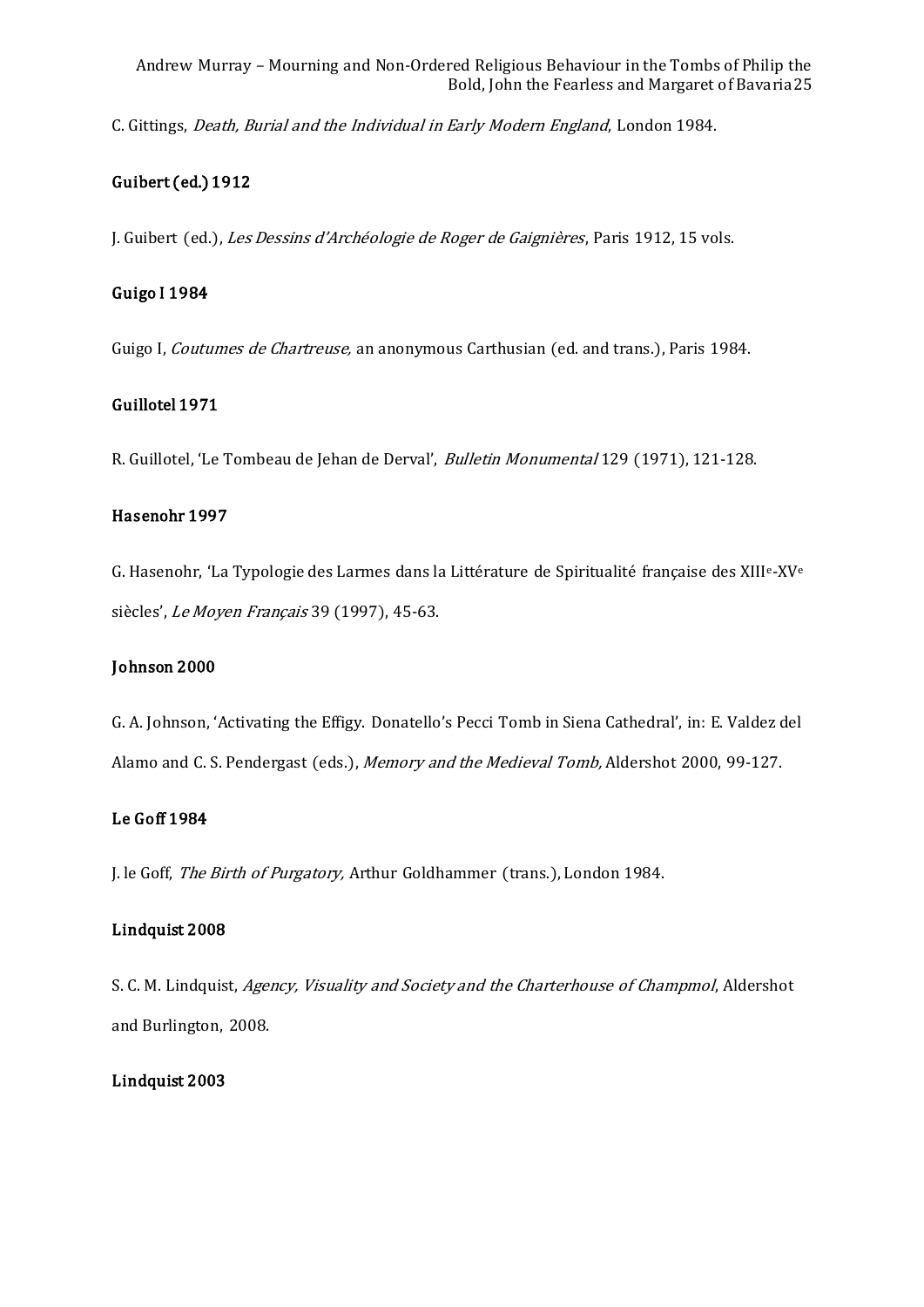C. Gittings, *Death, Burial and the Individual in Early Modern England*, London 1984.

**Guibert (ed.) 1912**

J. Guibert (ed.), *Les Dessins d'Archéologie de Roger de Gaignières*, Paris 1912, 15 vols.

**Guigo I 1984**

Guigo I, *Coutumes de Chartreuse,* an anonymous Carthusian (ed. and trans.), Paris 1984.

**Guillotel 1971**

R. Guillotel, 'Le Tombeau de Jehan de Derval', *Bulletin Monumental* 129 (1971), 121-128.

**Hasenohr 1997**

G. Hasenohr, 'La Typologie des Larmes dans la Littérature de Spiritualité française des XIIIe-XVe siècles', *Le Moyen Français* 39 (1997), 45-63.

**Johnson 2000**

G. A. Johnson, 'Activating the Effigy. Donatello's Pecci Tomb in Siena Cathedral', in: E. Valdez del Alamo and C. S. Pendergast (eds.), *Memory and the Medieval Tomb,* Aldershot 2000, 99-127.

**Le Goff 1984**

J. le Goff, *The Birth of Purgatory,* Arthur Goldhammer (trans.), London 1984.

**Lindquist 2008**

S. C. M. Lindquist, *Agency, Visuality and Society and the Charterhouse of Champmol*, Aldershot and Burlington, 2008.

**Lindquist 2003**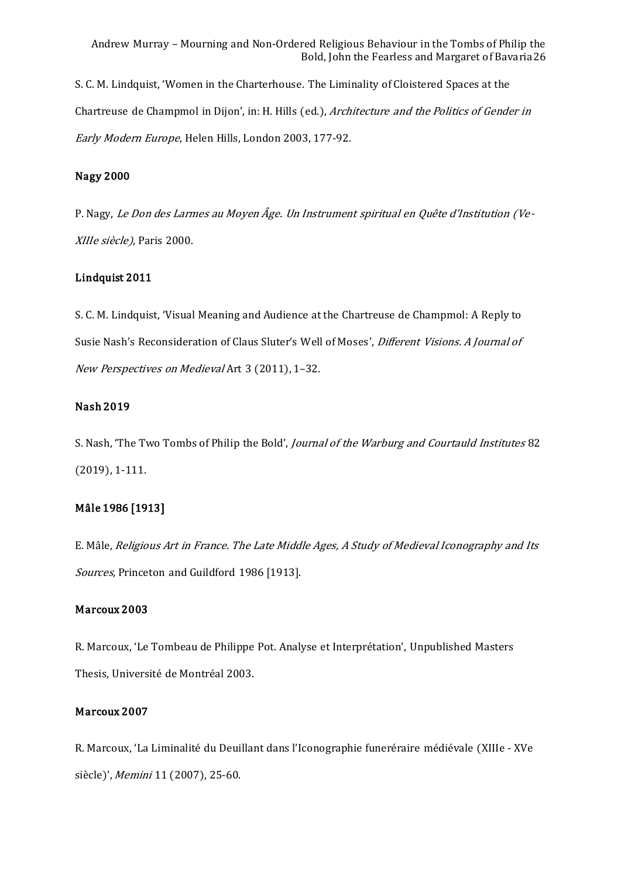S. C. M. Lindquist, 'Women in the Charterhouse. The Liminality of Cloistered Spaces at the Chartreuse de Champmol in Dijon', in: H. Hills (ed.), *Architecture and the Politics of Gender in Early Modern Europe*, Helen Hills, London 2003, 177-92.

**Nagy 2000**

P. Nagy, *Le Don des Larmes au Moyen Âge. Un Instrument spiritual en Quête d'Institution (Ve-XIIIe siècle)*, Paris 2000.

**Lindquist 2011**

S. C. M. Lindquist, 'Visual Meaning and Audience at the Chartreuse de Champmol: A Reply to Susie Nash's Reconsideration of Claus Sluter's Well of Moses', *Different Visions. A Journal of New Perspectives on Medieval* Art 3 (2011), 1–32.

**Nash 2019**

S. Nash, 'The Two Tombs of Philip the Bold', *Journal of the Warburg and Courtauld Institutes* 82 (2019), 1-111.

**Mâle 1986 [1913]**

E. Mâle, *Religious Art in France. The Late Middle Ages, A Study of Medieval Iconography and Its Sources*, Princeton and Guildford 1986 [1913].

**Marcoux 2003**

R. Marcoux, 'Le Tombeau de Philippe Pot. Analyse et Interprétation', Unpublished Masters Thesis, Université de Montréal 2003.

**Marcoux 2007**

R. Marcoux, 'La Liminalité du Deuillant dans l'Iconographie funeréraire médiévale (XIIIe - XVe siècle)', *Memini* 11 (2007), 25-60.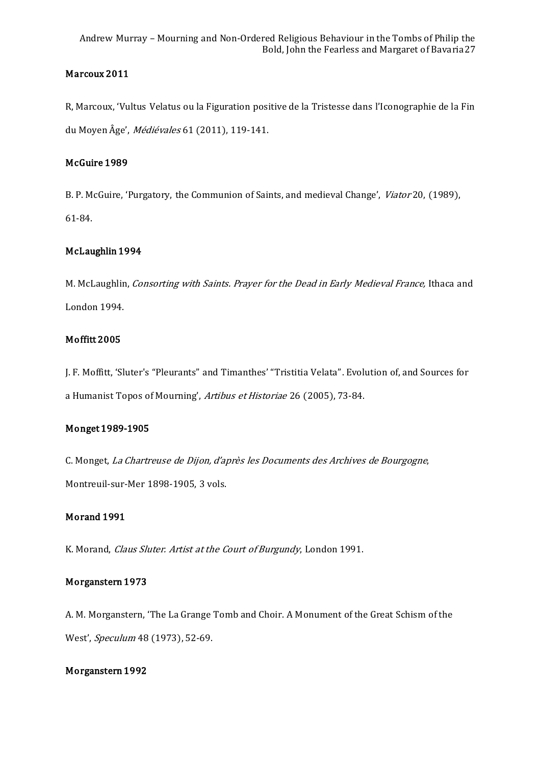**Marcoux 2011**

R, Marcoux, 'Vultus Velatus ou la Figuration positive de la Tristesse dans l'Iconographie de la Fin du Moyen Âge', *Médiévales* 61 (2011), 119-141.

**McGuire 1989**

B. P. McGuire, 'Purgatory, the Communion of Saints, and medieval Change', *Viator* 20, (1989), 61-84.

**McLaughlin 1994**

M. McLaughlin, *Consorting with Saints. Prayer for the Dead in Early Medieval France,* Ithaca and London 1994.

**Moffitt 2005**

J. F. Moffitt, 'Sluter's "Pleurants" and Timanthes' "Tristitia Velata". Evolution of, and Sources for a Humanist Topos of Mourning', *Artibus et Historiae* 26 (2005), 73-84.

**Monget 1989-1905**

C. Monget, *La Chartreuse de Dijon, d'après les Documents des Archives de Bourgogne*, Montreuil-sur-Mer 1898-1905, 3 vols.

**Morand 1991**

K. Morand, *Claus Sluter. Artist at the Court of Burgundy*, London 1991.

**Morganstern 1973**

A. M. Morganstern, 'The La Grange Tomb and Choir. A Monument of the Great Schism of the West', *Speculum* 48 (1973), 52-69.

**Morganstern 1992**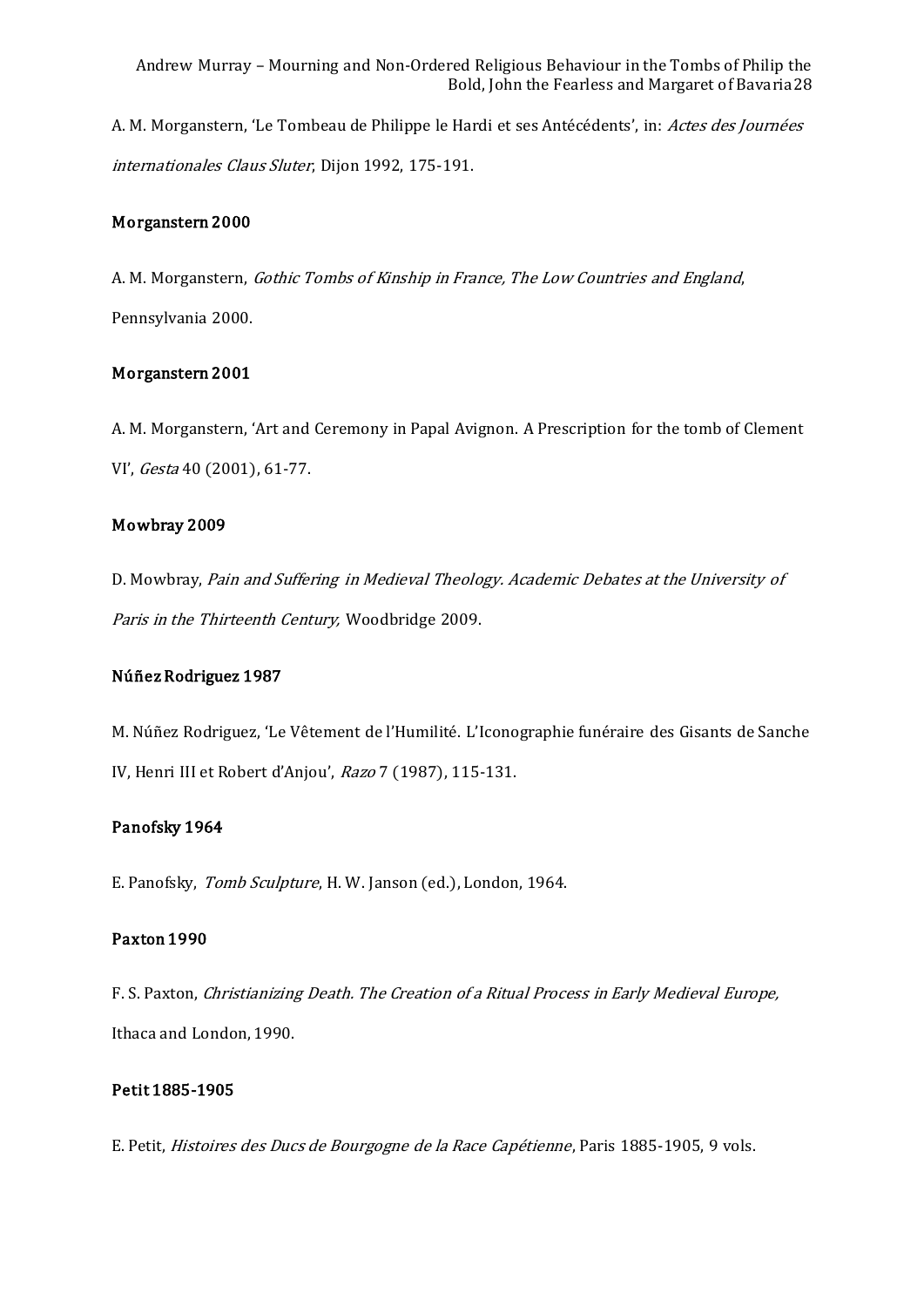A. M. Morganstern, 'Le Tombeau de Philippe le Hardi et ses Antécédents', in: *Actes des Journées internationales Claus Sluter*, Dijon 1992, 175-191.

**Morganstern 2000**

A. M. Morganstern, *Gothic Tombs of Kinship in France, The Low Countries and England*, Pennsylvania 2000.

**Morganstern 2001**

A. M. Morganstern, 'Art and Ceremony in Papal Avignon. A Prescription for the tomb of Clement VI', *Gesta* 40 (2001), 61-77.

**Mowbray 2009**

D. Mowbray, *Pain and Suffering in Medieval Theology. Academic Debates at the University of Paris in the Thirteenth Century,* Woodbridge 2009.

**Núñez Rodriguez 1987**

M. Núñez Rodriguez, 'Le Vêtement de l'Humilité. L'Iconographie funéraire des Gisants de Sanche IV, Henri III et Robert d'Anjou', *Razo* 7 (1987), 115-131.

**Panofsky 1964**

E. Panofsky, *Tomb Sculpture*, H. W. Janson (ed.), London, 1964.

**Paxton 1990**

F. S. Paxton, *Christianizing Death. The Creation of a Ritual Process in Early Medieval Europe,* Ithaca and London, 1990.

**Petit 1885-1905**

E. Petit, *Histoires des Ducs de Bourgogne de la Race Capétienne*, Paris 1885-1905, 9 vols.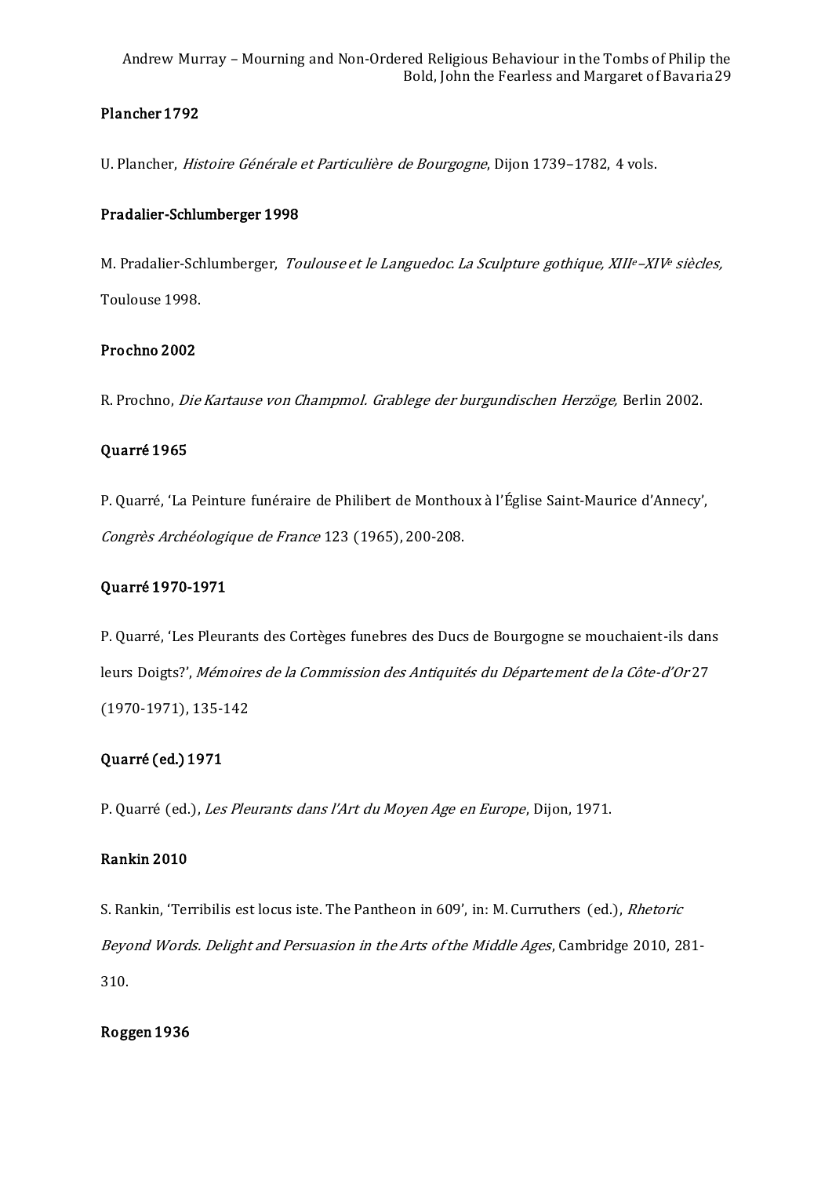**Plancher 1792**

U. Plancher, *Histoire Générale et Particulière de Bourgogne*, Dijon 1739–1782, 4 vols.

**Pradalier-Schlumberger 1998**

M. Pradalier-Schlumberger, *Toulouse et le Languedoc. La Sculpture gothique, XIIIe–XIVe siècles,* Toulouse 1998.

**Prochno 2002**

R. Prochno, *Die Kartause von Champmol. Grablege der burgundischen Herzöge,* Berlin 2002.

**Quarré 1965**

P. Quarré, 'La Peinture funéraire de Philibert de Monthoux à l'Église Saint-Maurice d'Annecy', *Congrès Archéologique de France* 123 (1965), 200-208.

**Quarré 1970-1971**

P. Quarré, 'Les Pleurants des Cortèges funebres des Ducs de Bourgogne se mouchaient-ils dans leurs Doigts?', *Mémoires de la Commission des Antiquités du Département de la Côte-d'Or* 27 (1970-1971), 135-142

**Quarré (ed.) 1971**

P. Quarré (ed.), *Les Pleurants dans l'Art du Moyen Age en Europe*, Dijon, 1971.

**Rankin 2010**

S. Rankin, 'Terribilis est locus iste. The Pantheon in 609', in: M. Curruthers (ed.), *Rhetoric Beyond Words. Delight and Persuasion in the Arts of the Middle Ages*, Cambridge 2010, 281-310.

**Roggen 1936**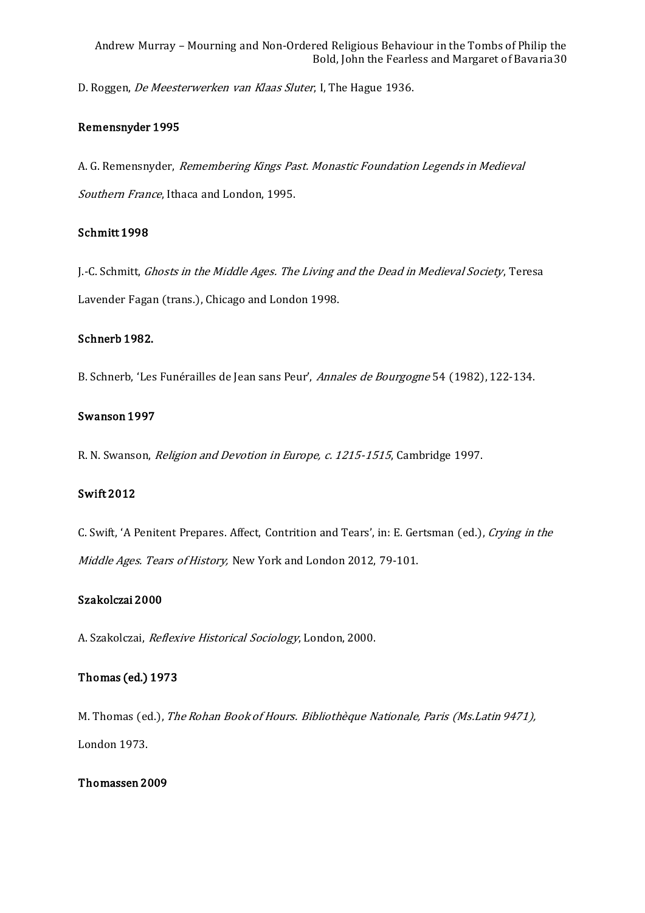D. Roggen, *De Meesterwerken van Klaas Sluter*, I, The Hague 1936.

**Remensnyder 1995**

A. G. Remensnyder, *Remembering Kings Past. Monastic Foundation Legends in Medieval Southern France*, Ithaca and London, 1995.

**Schmitt 1998**

J.-C. Schmitt, *Ghosts in the Middle Ages. The Living and the Dead in Medieval Society*, Teresa Lavender Fagan (trans.), Chicago and London 1998.

**Schnerb 1982.**

B. Schnerb, 'Les Funérailles de Jean sans Peur', *Annales de Bourgogne* 54 (1982), 122-134.

**Swanson 1997**

R. N. Swanson, *Religion and Devotion in Europe, c. 1215-1515*, Cambridge 1997.

**Swift 2012**

C. Swift, 'A Penitent Prepares. Affect, Contrition and Tears', in: E. Gertsman (ed.), *Crying in the Middle Ages. Tears of History,* New York and London 2012, 79-101.

**Szakolczai 2000**

A. Szakolczai, *Reflexive Historical Sociology*, London, 2000.

**Thomas (ed.) 1973**

M. Thomas (ed.), *The Rohan Book of Hours. Bibliothèque Nationale, Paris (Ms.Latin 9471),* London 1973.

**Thomassen 2009**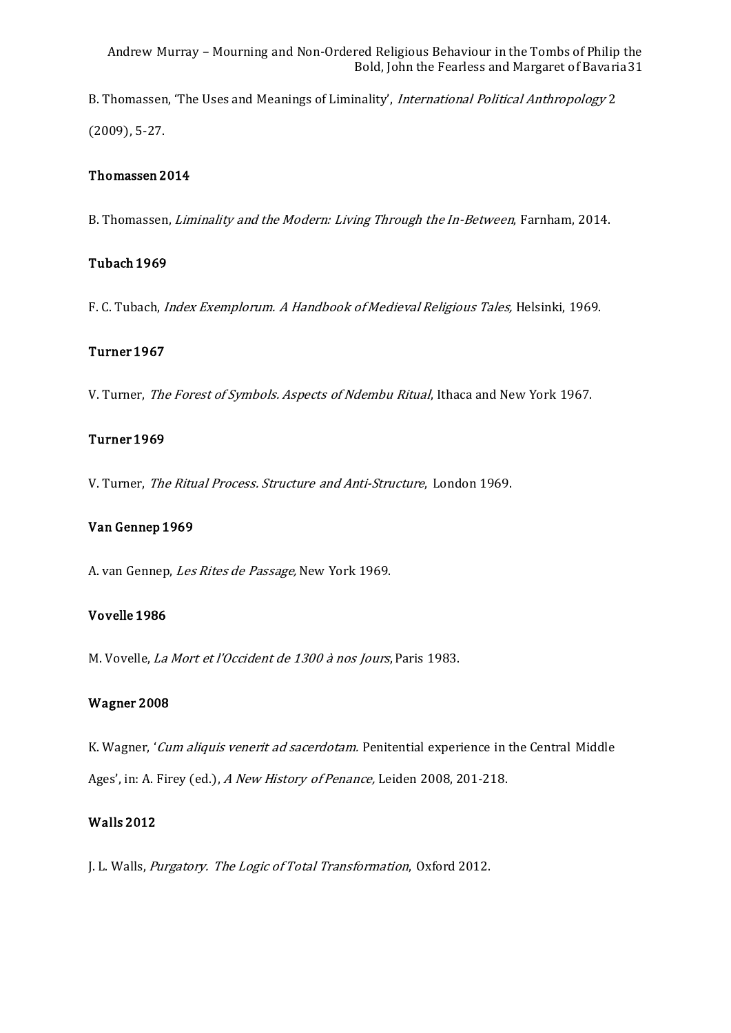B. Thomassen, 'The Uses and Meanings of Liminality', *International Political Anthropology* 2 (2009), 5-27.

**Thomassen 2014**

B. Thomassen, *Liminality and the Modern: Living Through the In-Between*, Farnham, 2014.

**Tubach 1969**

F. C. Tubach, *Index Exemplorum. A Handbook of Medieval Religious Tales,* Helsinki, 1969.

**Turner 1967**

V. Turner, *The Forest of Symbols. Aspects of Ndembu Ritual*, Ithaca and New York 1967.

**Turner 1969**

V. Turner, *The Ritual Process. Structure and Anti-Structure*, London 1969.

**Van Gennep 1969**

A. van Gennep, *Les Rites de Passage,* New York 1969.

**Vovelle 1986**

M. Vovelle, *La Mort et l'Occident de 1300 à nos Jours*, Paris 1983.

**Wagner 2008**

K. Wagner, '*Cum aliquis venerit ad sacerdotam.* Penitential experience in the Central Middle Ages', in: A. Firey (ed.), *A New History of Penance,* Leiden 2008, 201-218.

**Walls 2012**

J. L. Walls, *Purgatory. The Logic of Total Transformation*, Oxford 2012.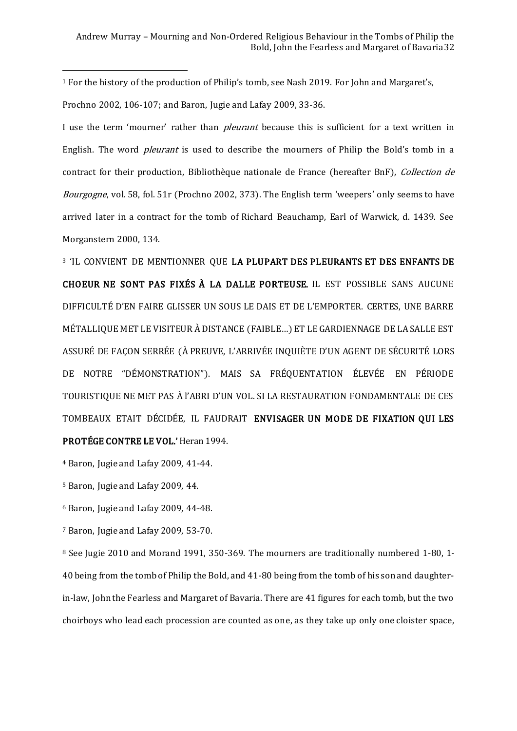[1] For the history of the production of Philip's tomb, see Nash 2019. For John and Margaret's, Prochno 2002, 106-107; and Baron, Jugie and Lafay 2009, 33-36.

I use the term 'mourner' rather than *pleurant* because this is sufficient for a text written in English. The word *pleurant* is used to describe the mourners of Philip the Bold's tomb in a contract for their production, Bibliothèque nationale de France (hereafter BnF), *Collection de Bourgogne*, vol. 58, fol. 51r (Prochno 2002, 373). The English term 'weepers' only seems to have arrived later in a contract for the tomb of Richard Beauchamp, Earl of Warwick, d. 1439. See Morganstern 2000, 134.

[3] 'IL CONVIENT DE MENTIONNER QUE **LA PLUPART DES PLEURANTS ET DES ENFANTS DE CHOEUR NE SONT PAS FIXÉS À LA DALLE PORTEUSE.** IL EST POSSIBLE SANS AUCUNE DIFFICULTÉ D'EN FAIRE GLISSER UN SOUS LE DAIS ET DE L'EMPORTER. CERTES, UNE BARRE MÉTALLIQUE MET LE VISITEUR À DISTANCE (FAIBLE…) ET LE GARDIENNAGE DE LA SALLE EST ASSURÉ DE FAÇON SERRÉE (À PREUVE, L'ARRIVÉE INQUIÈTE D'UN AGENT DE SÉCURITÉ LORS DE NOTRE "DÉMONSTRATION"). MAIS SA FRÉQUENTATION ÉLEVÉE EN PÉRIODE TOURISTIQUE NE MET PAS À l'ABRI D'UN VOL. SI LA RESTAURATION FONDAMENTALE DE CES TOMBEAUX ETAIT DÉCIDÉE, IL FAUDRAIT **ENVISAGER UN MODE DE FIXATION QUI LES PROTÉGE CONTRE LE VOL.'** Heran 1994.

[4] Baron, Jugie and Lafay 2009, 41-44.

[5] Baron, Jugie and Lafay 2009, 44.

[6] Baron, Jugie and Lafay 2009, 44-48.

[7] Baron, Jugie and Lafay 2009, 53-70.

[8] See Jugie 2010 and Morand 1991, 350-369. The mourners are traditionally numbered 1-80, 1-40 being from the tomb of Philip the Bold, and 41-80 being from the tomb of his son and daughter-in-law, John the Fearless and Margaret of Bavaria. There are 41 figures for each tomb, but the two choirboys who lead each procession are counted as one, as they take up only one cloister space,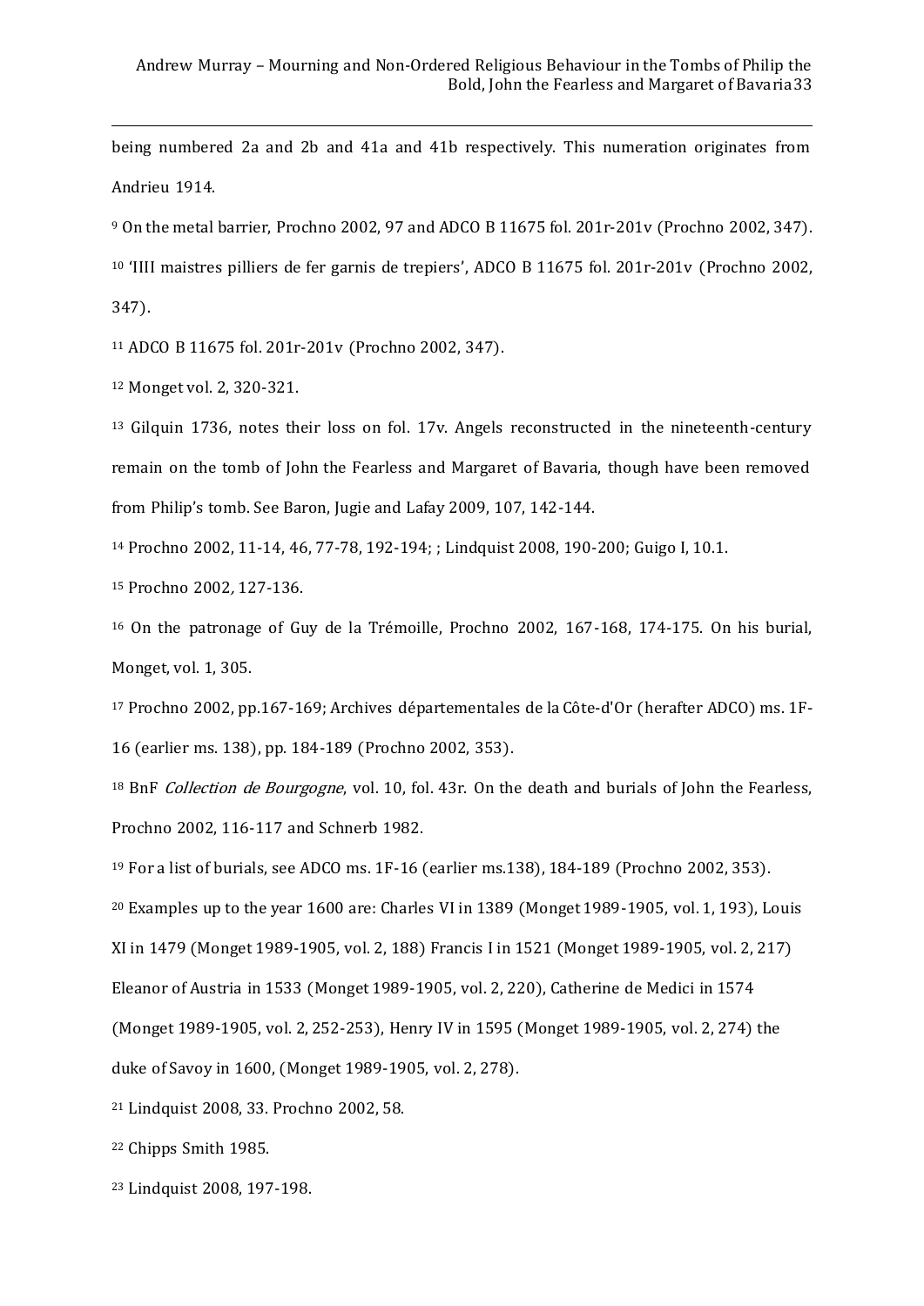being numbered 2a and 2b and 41a and 41b respectively. This numeration originates from Andrieu 1914.

[9] On the metal barrier, Prochno 2002, 97 and ADCO B 11675 fol. 201r-201v (Prochno 2002, 347).

[10] 'IIII maistres pilliers de fer garnis de trepiers', ADCO B 11675 fol. 201r-201v (Prochno 2002, 347).

[11] ADCO B 11675 fol. 201r-201v (Prochno 2002, 347).

[12] Monget vol. 2, 320-321.

[13] Gilquin 1736, notes their loss on fol. 17v. Angels reconstructed in the nineteenth-century remain on the tomb of John the Fearless and Margaret of Bavaria, though have been removed from Philip's tomb. See Baron, Jugie and Lafay 2009, 107, 142-144.

[14] Prochno 2002, 11-14, 46, 77-78, 192-194; ; Lindquist 2008, 190-200; Guigo I, 10.1.

[15] Prochno 2002*,* 127-136.

[16] On the patronage of Guy de la Trémoille, Prochno 2002, 167-168, 174-175. On his burial, Monget, vol. 1, 305.

[17] Prochno 2002, pp.167-169; Archives départementales de la Côte-d'Or (herafter ADCO) ms. 1F-16 (earlier ms. 138), pp. 184-189 (Prochno 2002, 353).

[18] BnF *Collection de Bourgogne*, vol. 10, fol. 43r. On the death and burials of John the Fearless, Prochno 2002, 116-117 and Schnerb 1982.

[19] For a list of burials, see ADCO ms. 1F-16 (earlier ms.138), 184-189 (Prochno 2002, 353).

[20] Examples up to the year 1600 are: Charles VI in 1389 (Monget 1989-1905, vol. 1, 193), Louis XI in 1479 (Monget 1989-1905, vol. 2, 188) Francis I in 1521 (Monget 1989-1905, vol. 2, 217) Eleanor of Austria in 1533 (Monget 1989-1905, vol. 2, 220), Catherine de Medici in 1574 (Monget 1989-1905, vol. 2, 252-253), Henry IV in 1595 (Monget 1989-1905, vol. 2, 274) the duke of Savoy in 1600, (Monget 1989-1905, vol. 2, 278).

[21] Lindquist 2008, 33. Prochno 2002, 58.

[22] Chipps Smith 1985.

[23] Lindquist 2008, 197-198.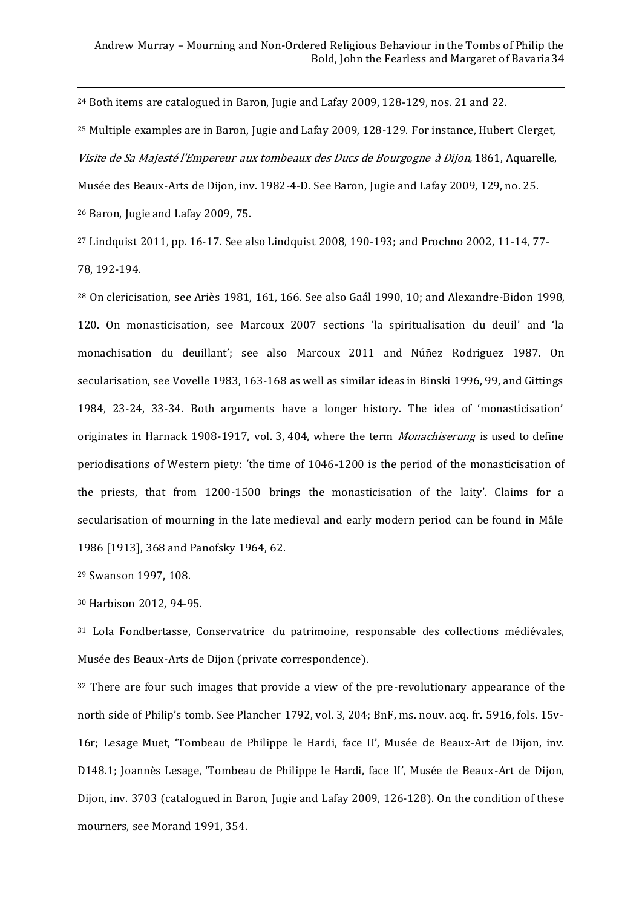[24] Both items are catalogued in Baron, Jugie and Lafay 2009, 128-129, nos. 21 and 22.

[25] Multiple examples are in Baron, Jugie and Lafay 2009, 128-129. For instance, Hubert Clerget, *Visite de Sa Majesté l'Empereur aux tombeaux des Ducs de Bourgogne à Dijon,* 1861, Aquarelle, Musée des Beaux-Arts de Dijon, inv. 1982-4-D. See Baron, Jugie and Lafay 2009, 129, no. 25.

[26] Baron, Jugie and Lafay 2009, 75.

[27] Lindquist 2011, pp. 16-17. See also Lindquist 2008, 190-193; and Prochno 2002, 11-14, 77-78, 192-194.

[28] On clericisation, see Ariès 1981, 161, 166. See also Gaál 1990, 10; and Alexandre-Bidon 1998, 120. On monasticisation, see Marcoux 2007 sections 'la spiritualisation du deuil' and 'la monachisation du deuillant'; see also Marcoux 2011 and Núñez Rodriguez 1987. On secularisation, see Vovelle 1983, 163-168 as well as similar ideas in Binski 1996, 99, and Gittings 1984, 23-24, 33-34. Both arguments have a longer history. The idea of 'monasticisation' originates in Harnack 1908-1917, vol. 3, 404, where the term *Monachiserung* is used to define periodisations of Western piety: 'the time of 1046-1200 is the period of the monasticisation of the priests, that from 1200-1500 brings the monasticisation of the laity'. Claims for a secularisation of mourning in the late medieval and early modern period can be found in Mâle 1986 [1913], 368 and Panofsky 1964, 62.

[29] Swanson 1997, 108.

[30] Harbison 2012, 94-95.

[31] Lola Fondbertasse, Conservatrice du patrimoine, responsable des collections médiévales, Musée des Beaux-Arts de Dijon (private correspondence).

[32] There are four such images that provide a view of the pre-revolutionary appearance of the north side of Philip's tomb. See Plancher 1792, vol. 3, 204; BnF, ms. nouv. acq. fr. 5916, fols. 15v-16r; Lesage Muet, 'Tombeau de Philippe le Hardi, face II', Musée de Beaux-Art de Dijon, inv. D148.1; Joannès Lesage, 'Tombeau de Philippe le Hardi, face II', Musée de Beaux-Art de Dijon, Dijon, inv. 3703 (catalogued in Baron, Jugie and Lafay 2009, 126-128). On the condition of these mourners, see Morand 1991, 354.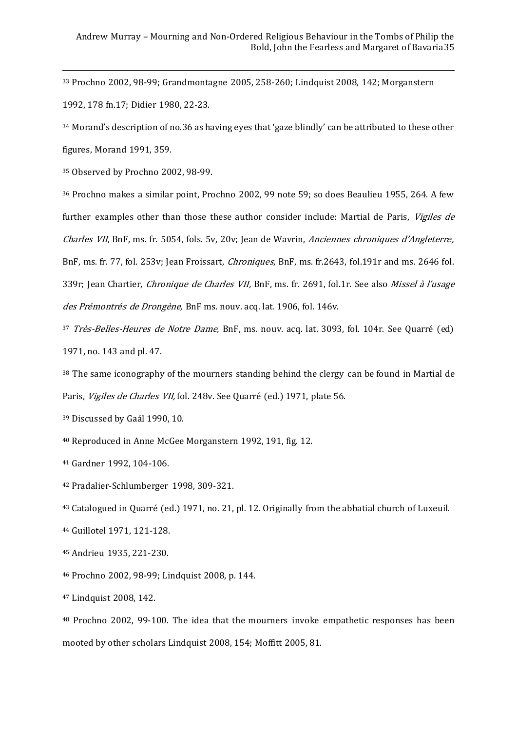[33] Prochno 2002, 98-99; Grandmontagne 2005, 258-260; Lindquist 2008, 142; Morganstern 1992, 178 fn.17; Didier 1980, 22-23.

[34] Morand's description of no.36 as having eyes that 'gaze blindly' can be attributed to these other figures, Morand 1991, 359.

[35] Observed by Prochno 2002, 98-99.

[36] Prochno makes a similar point, Prochno 2002, 99 note 59; so does Beaulieu 1955, 264. A few further examples other than those these author consider include: Martial de Paris, *Vigiles de Charles VII*, BnF, ms. fr. 5054, fols. 5v, 20v; Jean de Wavrin, *Anciennes chroniques d'Angleterre,* BnF, ms. fr. 77, fol. 253v; Jean Froissart, *Chroniques*, BnF, ms. fr.2643, fol.191r and ms. 2646 fol. 339r; Jean Chartier, *Chronique de Charles VII,* BnF, ms. fr. 2691, fol.1r. See also *Missel à l'usage des Prémontrés de Drongène,* BnF ms. nouv. acq. lat. 1906, fol. 146v.

[37] *Très-Belles-Heures de Notre Dame,* BnF, ms. nouv. acq. lat. 3093, fol. 104r. See Quarré (ed) 1971, no. 143 and pl. 47.

[38] The same iconography of the mourners standing behind the clergy can be found in Martial de Paris, *Vigiles de Charles VII,* fol. 248v. See Quarré (ed.) 1971, plate 56.

[39] Discussed by Gaál 1990, 10.

[40] Reproduced in Anne McGee Morganstern 1992, 191, fig. 12.

[41] Gardner 1992, 104-106.

[42] Pradalier-Schlumberger 1998, 309-321.

[43] Catalogued in Quarré (ed.) 1971, no. 21, pl. 12. Originally from the abbatial church of Luxeuil.

[44] Guillotel 1971, 121-128.

[45] Andrieu 1935, 221-230.

[46] Prochno 2002, 98-99; Lindquist 2008, p. 144.

[47] Lindquist 2008, 142.

[48] Prochno 2002, 99-100. The idea that the mourners invoke empathetic responses has been mooted by other scholars Lindquist 2008, 154; Moffitt 2005, 81.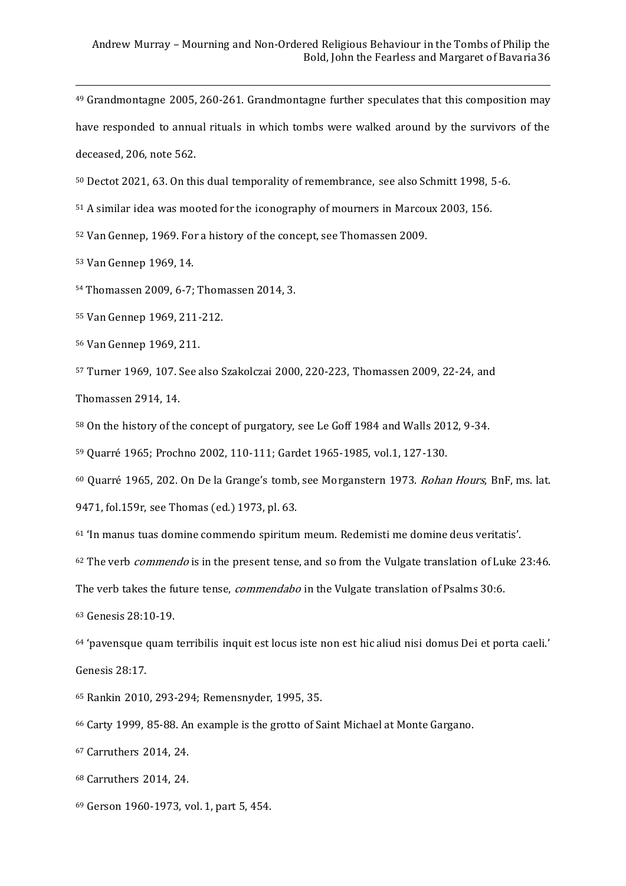[49] Grandmontagne 2005, 260-261. Grandmontagne further speculates that this composition may have responded to annual rituals in which tombs were walked around by the survivors of the deceased, 206, note 562.

[50] Dectot 2021, 63. On this dual temporality of remembrance, see also Schmitt 1998, 5-6.

[51] A similar idea was mooted for the iconography of mourners in Marcoux 2003, 156.

[52] Van Gennep, 1969. For a history of the concept, see Thomassen 2009.

[53] Van Gennep 1969, 14.

[54] Thomassen 2009, 6-7; Thomassen 2014, 3.

[55] Van Gennep 1969, 211-212.

[56] Van Gennep 1969, 211.

[57] Turner 1969, 107. See also Szakolczai 2000, 220-223, Thomassen 2009, 22-24, and Thomassen 2914, 14.

[58] On the history of the concept of purgatory, see Le Goff 1984 and Walls 2012, 9-34.

[59] Quarré 1965; Prochno 2002, 110-111; Gardet 1965-1985, vol.1, 127-130.

[60] Quarré 1965, 202. On De la Grange's tomb, see Morganstern 1973. *Rohan Hours*, BnF, ms. lat. 9471, fol.159r, see Thomas (ed.) 1973, pl. 63.

[61] 'In manus tuas domine commendo spiritum meum. Redemisti me domine deus veritatis'.

[62] The verb *commendo* is in the present tense, and so from the Vulgate translation of Luke 23:46. The verb takes the future tense, *commendabo* in the Vulgate translation of Psalms 30:6.

[63] Genesis 28:10-19.

[64] 'pavensque quam terribilis inquit est locus iste non est hic aliud nisi domus Dei et porta caeli.' Genesis 28:17.

[65] Rankin 2010, 293-294; Remensnyder, 1995, 35.

[66] Carty 1999, 85-88. An example is the grotto of Saint Michael at Monte Gargano.

[67] Carruthers 2014, 24.

[68] Carruthers 2014, 24.

[69] Gerson 1960-1973, vol. 1, part 5, 454.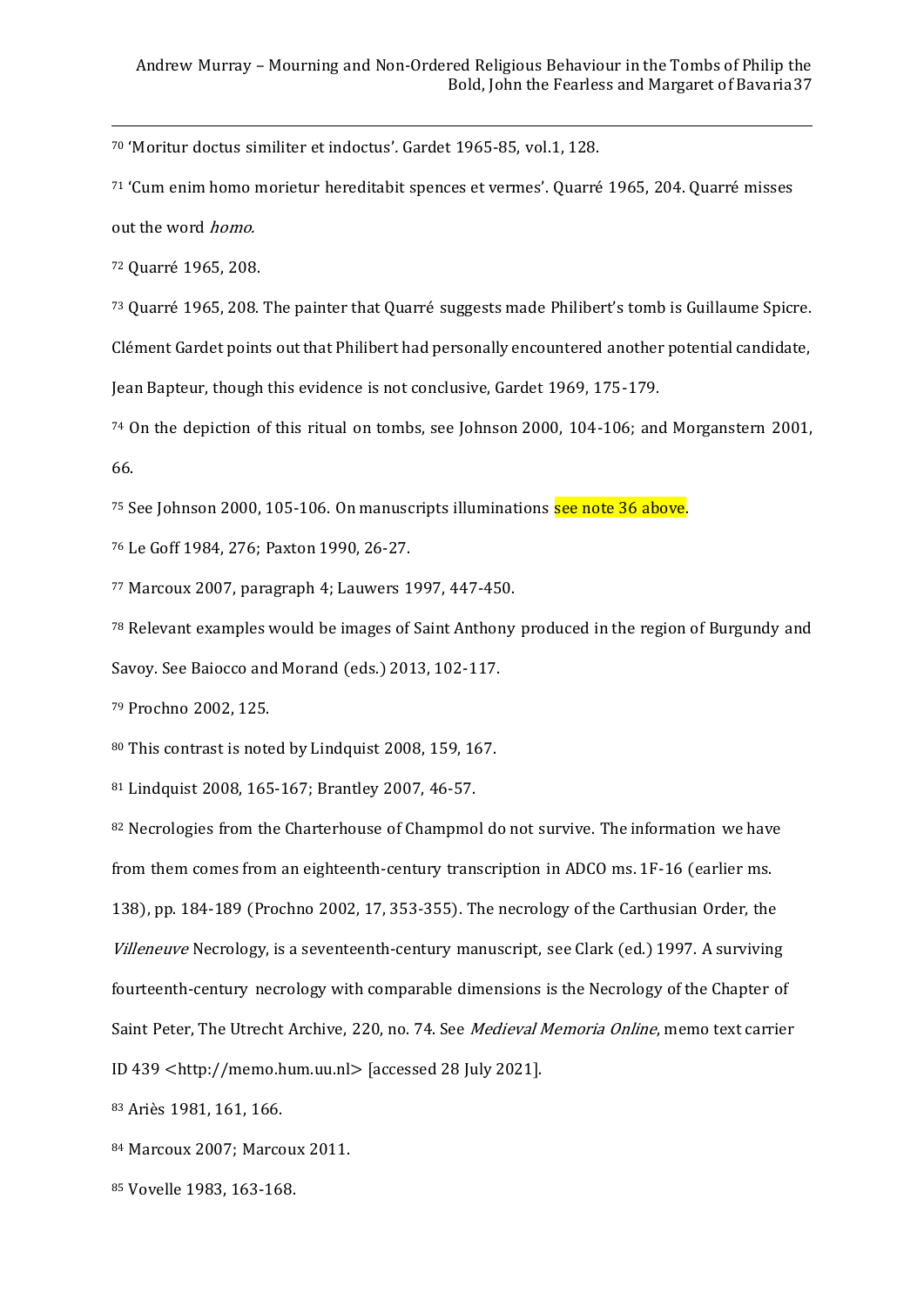[70] 'Moritur doctus similiter et indoctus'. Gardet 1965-85, vol.1, 128.

[71] 'Cum enim homo morietur hereditabit spences et vermes'. Quarré 1965, 204. Quarré misses out the word *homo*.

[72] Quarré 1965, 208.

[73] Quarré 1965, 208. The painter that Quarré suggests made Philibert's tomb is Guillaume Spicre. Clément Gardet points out that Philibert had personally encountered another potential candidate, Jean Bapteur, though this evidence is not conclusive, Gardet 1969, 175-179.

[74] On the depiction of this ritual on tombs, see Johnson 2000, 104-106; and Morganstern 2001, 66.

[75] See Johnson 2000, 105-106. On manuscripts illuminations see note 36 above.

[76] Le Goff 1984, 276; Paxton 1990, 26-27.

[77] Marcoux 2007, paragraph 4; Lauwers 1997, 447-450.

[78] Relevant examples would be images of Saint Anthony produced in the region of Burgundy and Savoy. See Baiocco and Morand (eds.) 2013, 102-117.

[79] Prochno 2002, 125.

[80] This contrast is noted by Lindquist 2008, 159, 167.

[81] Lindquist 2008, 165-167; Brantley 2007, 46-57.

[82] Necrologies from the Charterhouse of Champmol do not survive. The information we have from them comes from an eighteenth-century transcription in ADCO ms. 1F-16 (earlier ms. 138), pp. 184-189 (Prochno 2002, 17, 353-355). The necrology of the Carthusian Order, the *Villeneuve* Necrology, is a seventeenth-century manuscript, see Clark (ed.) 1997. A surviving fourteenth-century necrology with comparable dimensions is the Necrology of the Chapter of Saint Peter, The Utrecht Archive, 220, no. 74. See *Medieval Memoria Online*, memo text carrier ID 439 <http://memo.hum.uu.nl> [accessed 28 July 2021].

[83] Ariès 1981, 161, 166.

[84] Marcoux 2007; Marcoux 2011.

[85] Vovelle 1983, 163-168.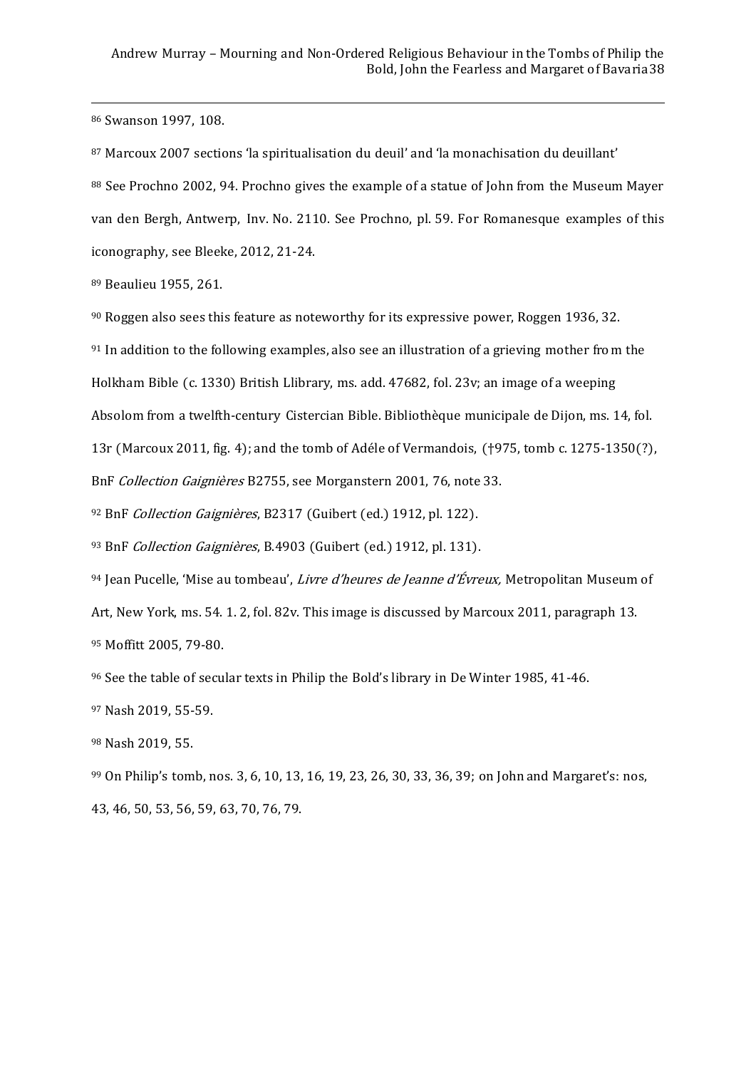[86] Swanson 1997, 108.

[87] Marcoux 2007 sections 'la spiritualisation du deuil' and 'la monachisation du deuillant'

[88] See Prochno 2002, 94. Prochno gives the example of a statue of John from the Museum Mayer van den Bergh, Antwerp, Inv. No. 2110. See Prochno, pl. 59. For Romanesque examples of this iconography, see Bleeke, 2012, 21-24.

[89] Beaulieu 1955, 261.

[90] Roggen also sees this feature as noteworthy for its expressive power, Roggen 1936, 32.

[91] In addition to the following examples, also see an illustration of a grieving mother from the Holkham Bible (c. 1330) British Llibrary, ms. add. 47682, fol. 23v; an image of a weeping Absolom from a twelfth-century Cistercian Bible. Bibliothèque municipale de Dijon, ms. 14, fol. 13r (Marcoux 2011, fig. 4); and the tomb of Adéle of Vermandois, (†975, tomb c. 1275-1350(?), BnF *Collection Gaignières* B2755, see Morganstern 2001, 76, note 33.

[92] BnF *Collection Gaignières*, B2317 (Guibert (ed.) 1912, pl. 122).

[93] BnF *Collection Gaignières*, B.4903 (Guibert (ed.) 1912, pl. 131).

[94] Jean Pucelle, 'Mise au tombeau', *Livre d'heures de Jeanne d'Évreux,* Metropolitan Museum of Art, New York, ms. 54. 1. 2, fol. 82v. This image is discussed by Marcoux 2011, paragraph 13.

[95] Moffitt 2005, 79-80.

[96] See the table of secular texts in Philip the Bold's library in De Winter 1985, 41-46.

[97] Nash 2019, 55-59.

[98] Nash 2019, 55.

[99] On Philip's tomb, nos. 3, 6, 10, 13, 16, 19, 23, 26, 30, 33, 36, 39; on John and Margaret's: nos, 43, 46, 50, 53, 56, 59, 63, 70, 76, 79.